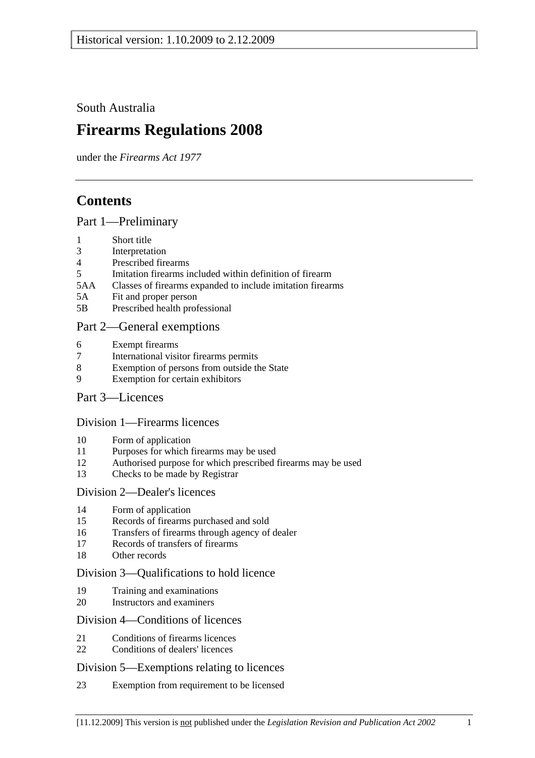Historical version: 1.10.2009 to 2.12.2009

South Australia

# Firearms Regulations 2008

under the *Firearms Act 1977*

## Contents

### Part 1—Preliminary

1 Short title
3 Interpretation
4 Prescribed firearms
5 Imitation firearms included within definition of firearm
5AA Classes of firearms expanded to include imitation firearms
5A Fit and proper person
5B Prescribed health professional

### Part 2—General exemptions

6 Exempt firearms
7 International visitor firearms permits
8 Exemption of persons from outside the State
9 Exemption for certain exhibitors

### Part 3—Licences

#### Division 1—Firearms licences

10 Form of application
11 Purposes for which firearms may be used
12 Authorised purpose for which prescribed firearms may be used
13 Checks to be made by Registrar

#### Division 2—Dealer's licences

14 Form of application
15 Records of firearms purchased and sold
16 Transfers of firearms through agency of dealer
17 Records of transfers of firearms
18 Other records

#### Division 3—Qualifications to hold licence

19 Training and examinations
20 Instructors and examiners

#### Division 4—Conditions of licences

21 Conditions of firearms licences
22 Conditions of dealers' licences

#### Division 5—Exemptions relating to licences

23 Exemption from requirement to be licensed

[11.12.2009] This version is not published under the *Legislation Revision and Publication Act 2002*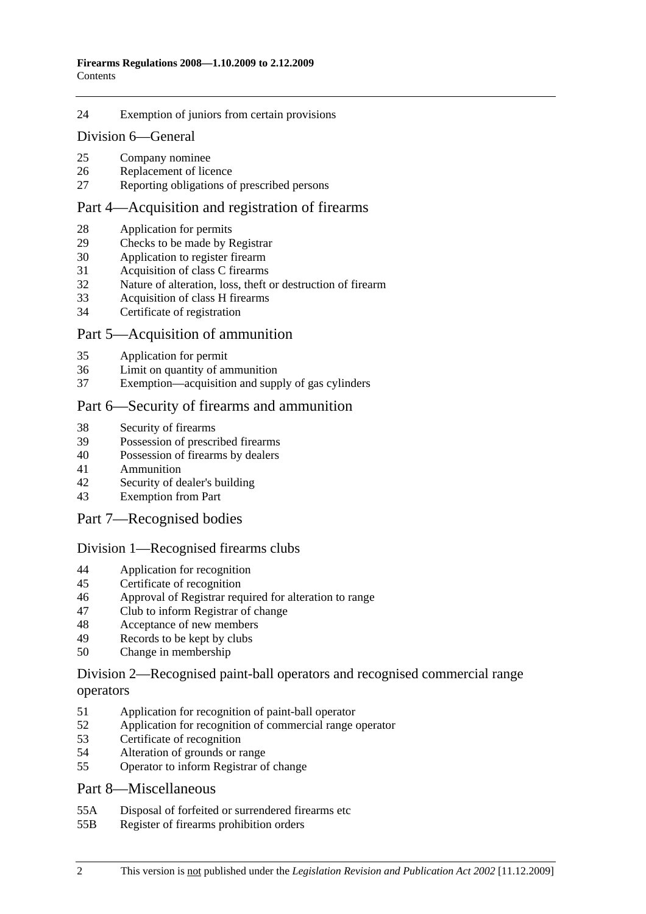24 Exemption of juniors from certain provisions

## Division 6—General

25 Company nominee
26 Replacement of licence
27 Reporting obligations of prescribed persons

## Part 4—Acquisition and registration of firearms

28 Application for permits
29 Checks to be made by Registrar
30 Application to register firearm
31 Acquisition of class C firearms
32 Nature of alteration, loss, theft or destruction of firearm
33 Acquisition of class H firearms
34 Certificate of registration

## Part 5—Acquisition of ammunition

35 Application for permit
36 Limit on quantity of ammunition
37 Exemption—acquisition and supply of gas cylinders

## Part 6—Security of firearms and ammunition

38 Security of firearms
39 Possession of prescribed firearms
40 Possession of firearms by dealers
41 Ammunition
42 Security of dealer's building
43 Exemption from Part

## Part 7—Recognised bodies

## Division 1—Recognised firearms clubs

44 Application for recognition
45 Certificate of recognition
46 Approval of Registrar required for alteration to range
47 Club to inform Registrar of change
48 Acceptance of new members
49 Records to be kept by clubs
50 Change in membership

## Division 2—Recognised paint-ball operators and recognised commercial range operators

51 Application for recognition of paint-ball operator
52 Application for recognition of commercial range operator
53 Certificate of recognition
54 Alteration of grounds or range
55 Operator to inform Registrar of change

## Part 8—Miscellaneous

55A Disposal of forfeited or surrendered firearms etc
55B Register of firearms prohibition orders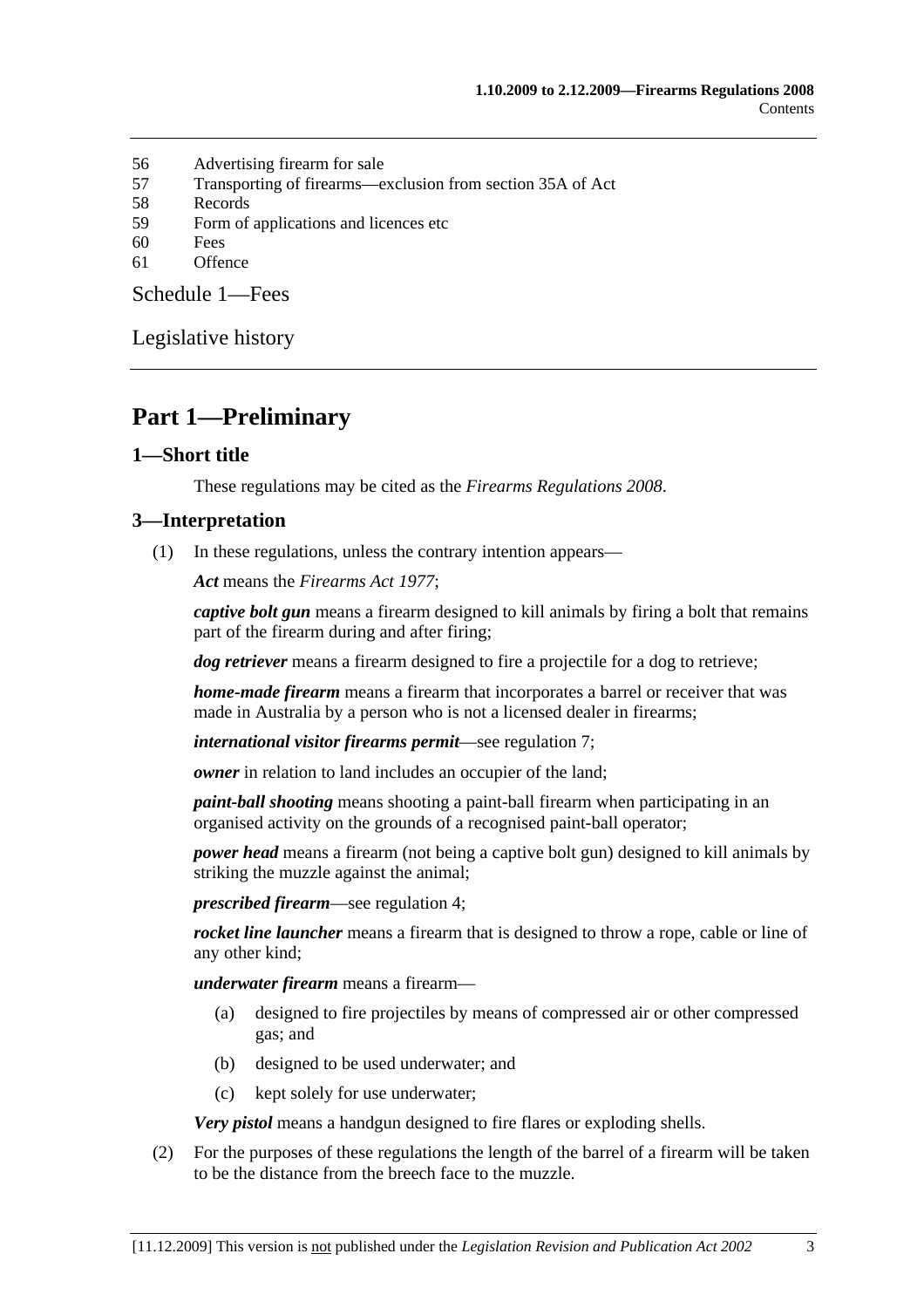56 Advertising firearm for sale
57 Transporting of firearms—exclusion from section 35A of Act
58 Records
59 Form of applications and licences etc
60 Fees
61 Offence

Schedule 1—Fees

Legislative history

# Part 1—Preliminary

## 1—Short title

These regulations may be cited as the *Firearms Regulations 2008*.

## 3—Interpretation

(1) In these regulations, unless the contrary intention appears—

***Act*** means the *Firearms Act 1977*;

***captive bolt gun*** means a firearm designed to kill animals by firing a bolt that remains part of the firearm during and after firing;

***dog retriever*** means a firearm designed to fire a projectile for a dog to retrieve;

***home-made firearm*** means a firearm that incorporates a barrel or receiver that was made in Australia by a person who is not a licensed dealer in firearms;

***international visitor firearms permit***—see regulation 7;

***owner*** in relation to land includes an occupier of the land;

***paint-ball shooting*** means shooting a paint-ball firearm when participating in an organised activity on the grounds of a recognised paint-ball operator;

***power head*** means a firearm (not being a captive bolt gun) designed to kill animals by striking the muzzle against the animal;

***prescribed firearm***—see regulation 4;

***rocket line launcher*** means a firearm that is designed to throw a rope, cable or line of any other kind;

***underwater firearm*** means a firearm—

(a) designed to fire projectiles by means of compressed air or other compressed gas; and

(b) designed to be used underwater; and

(c) kept solely for use underwater;

***Very pistol*** means a handgun designed to fire flares or exploding shells.

(2) For the purposes of these regulations the length of the barrel of a firearm will be taken to be the distance from the breech face to the muzzle.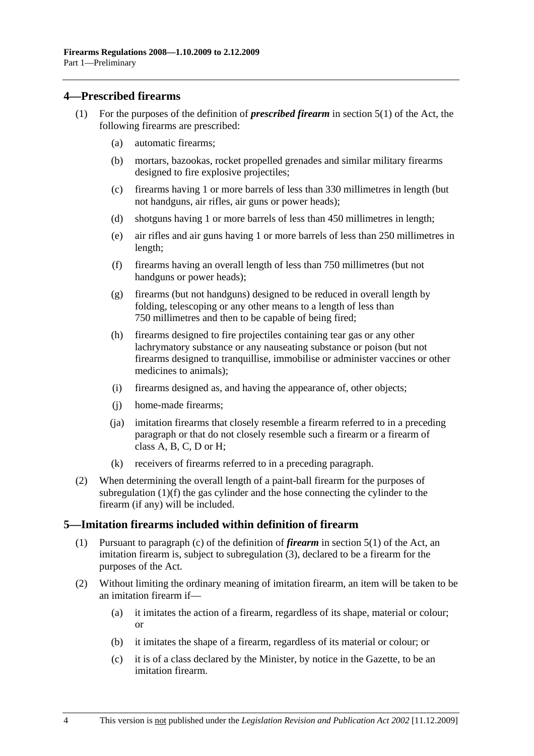## 4—Prescribed firearms

(1) For the purposes of the definition of ***prescribed firearm*** in section 5(1) of the Act, the following firearms are prescribed:

(a) automatic firearms;

(b) mortars, bazookas, rocket propelled grenades and similar military firearms designed to fire explosive projectiles;

(c) firearms having 1 or more barrels of less than 330 millimetres in length (but not handguns, air rifles, air guns or power heads);

(d) shotguns having 1 or more barrels of less than 450 millimetres in length;

(e) air rifles and air guns having 1 or more barrels of less than 250 millimetres in length;

(f) firearms having an overall length of less than 750 millimetres (but not handguns or power heads);

(g) firearms (but not handguns) designed to be reduced in overall length by folding, telescoping or any other means to a length of less than 750 millimetres and then to be capable of being fired;

(h) firearms designed to fire projectiles containing tear gas or any other lachrymatory substance or any nauseating substance or poison (but not firearms designed to tranquillise, immobilise or administer vaccines or other medicines to animals);

(i) firearms designed as, and having the appearance of, other objects;

(j) home-made firearms;

(ja) imitation firearms that closely resemble a firearm referred to in a preceding paragraph or that do not closely resemble such a firearm or a firearm of class A, B, C, D or H;

(k) receivers of firearms referred to in a preceding paragraph.

(2) When determining the overall length of a paint-ball firearm for the purposes of subregulation (1)(f) the gas cylinder and the hose connecting the cylinder to the firearm (if any) will be included.

## 5—Imitation firearms included within definition of firearm

(1) Pursuant to paragraph (c) of the definition of ***firearm*** in section 5(1) of the Act, an imitation firearm is, subject to subregulation (3), declared to be a firearm for the purposes of the Act.

(2) Without limiting the ordinary meaning of imitation firearm, an item will be taken to be an imitation firearm if—

(a) it imitates the action of a firearm, regardless of its shape, material or colour; or

(b) it imitates the shape of a firearm, regardless of its material or colour; or

(c) it is of a class declared by the Minister, by notice in the Gazette, to be an imitation firearm.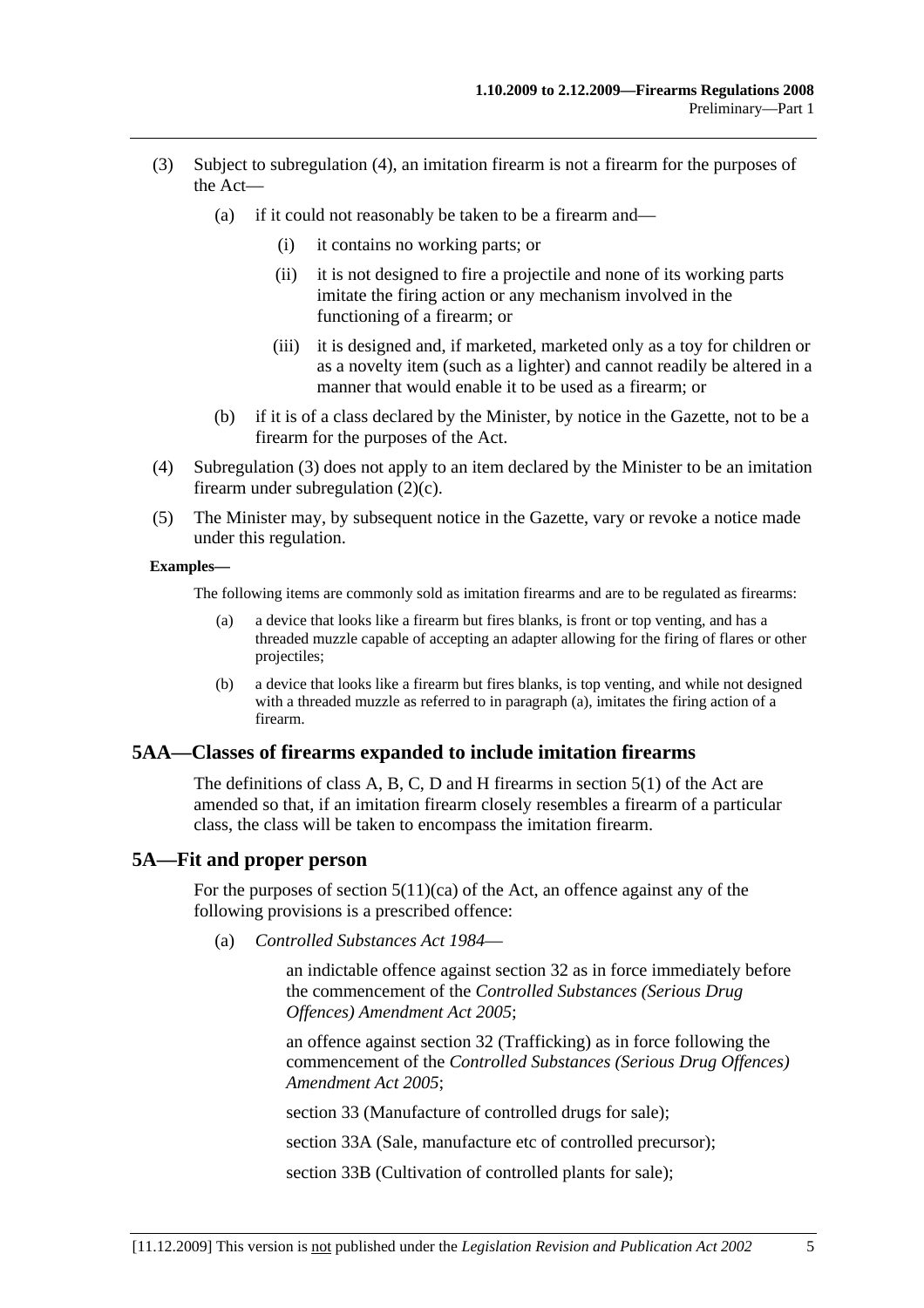(3) Subject to subregulation (4), an imitation firearm is not a firearm for the purposes of the Act—

(a) if it could not reasonably be taken to be a firearm and—

(i) it contains no working parts; or

(ii) it is not designed to fire a projectile and none of its working parts imitate the firing action or any mechanism involved in the functioning of a firearm; or

(iii) it is designed and, if marketed, marketed only as a toy for children or as a novelty item (such as a lighter) and cannot readily be altered in a manner that would enable it to be used as a firearm; or

(b) if it is of a class declared by the Minister, by notice in the Gazette, not to be a firearm for the purposes of the Act.

(4) Subregulation (3) does not apply to an item declared by the Minister to be an imitation firearm under subregulation (2)(c).

(5) The Minister may, by subsequent notice in the Gazette, vary or revoke a notice made under this regulation.

**Examples—**

The following items are commonly sold as imitation firearms and are to be regulated as firearms:

(a) a device that looks like a firearm but fires blanks, is front or top venting, and has a threaded muzzle capable of accepting an adapter allowing for the firing of flares or other projectiles;

(b) a device that looks like a firearm but fires blanks, is top venting, and while not designed with a threaded muzzle as referred to in paragraph (a), imitates the firing action of a firearm.

## 5AA—Classes of firearms expanded to include imitation firearms

The definitions of class A, B, C, D and H firearms in section 5(1) of the Act are amended so that, if an imitation firearm closely resembles a firearm of a particular class, the class will be taken to encompass the imitation firearm.

## 5A—Fit and proper person

For the purposes of section 5(11)(ca) of the Act, an offence against any of the following provisions is a prescribed offence:

(a) *Controlled Substances Act 1984*—

an indictable offence against section 32 as in force immediately before the commencement of the *Controlled Substances (Serious Drug Offences) Amendment Act 2005*;

an offence against section 32 (Trafficking) as in force following the commencement of the *Controlled Substances (Serious Drug Offences) Amendment Act 2005*;

section 33 (Manufacture of controlled drugs for sale);

section 33A (Sale, manufacture etc of controlled precursor);

section 33B (Cultivation of controlled plants for sale);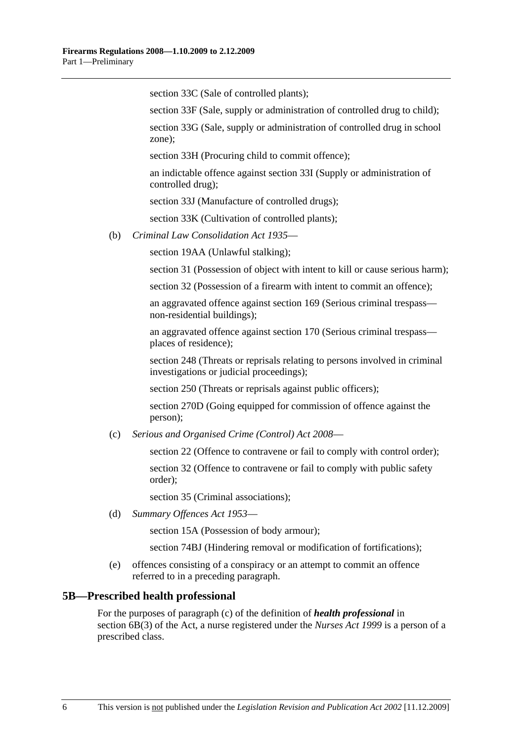section 33C (Sale of controlled plants);

section 33F (Sale, supply or administration of controlled drug to child);

section 33G (Sale, supply or administration of controlled drug in school zone);

section 33H (Procuring child to commit offence);

an indictable offence against section 33I (Supply or administration of controlled drug);

section 33J (Manufacture of controlled drugs);

section 33K (Cultivation of controlled plants);

(b) *Criminal Law Consolidation Act 1935*—

section 19AA (Unlawful stalking);

section 31 (Possession of object with intent to kill or cause serious harm);

section 32 (Possession of a firearm with intent to commit an offence);

an aggravated offence against section 169 (Serious criminal trespass—non-residential buildings);

an aggravated offence against section 170 (Serious criminal trespass—places of residence);

section 248 (Threats or reprisals relating to persons involved in criminal investigations or judicial proceedings);

section 250 (Threats or reprisals against public officers);

section 270D (Going equipped for commission of offence against the person);

(c) *Serious and Organised Crime (Control) Act 2008*—

section 22 (Offence to contravene or fail to comply with control order);

section 32 (Offence to contravene or fail to comply with public safety order);

section 35 (Criminal associations);

(d) *Summary Offences Act 1953*—

section 15A (Possession of body armour);

section 74BJ (Hindering removal or modification of fortifications);

(e) offences consisting of a conspiracy or an attempt to commit an offence referred to in a preceding paragraph.

## 5B—Prescribed health professional

For the purposes of paragraph (c) of the definition of ***health professional*** in section 6B(3) of the Act, a nurse registered under the *Nurses Act 1999* is a person of a prescribed class.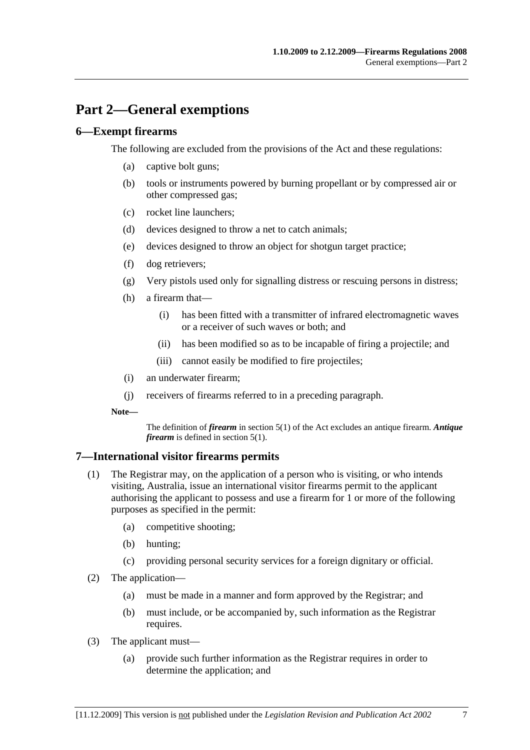# Part 2—General exemptions

## 6—Exempt firearms

The following are excluded from the provisions of the Act and these regulations:

- (a) captive bolt guns;
- (b) tools or instruments powered by burning propellant or by compressed air or other compressed gas;
- (c) rocket line launchers;
- (d) devices designed to throw a net to catch animals;
- (e) devices designed to throw an object for shotgun target practice;
- (f) dog retrievers;
- (g) Very pistols used only for signalling distress or rescuing persons in distress;
- (h) a firearm that—
  - (i) has been fitted with a transmitter of infrared electromagnetic waves or a receiver of such waves or both; and
  - (ii) has been modified so as to be incapable of firing a projectile; and
  - (iii) cannot easily be modified to fire projectiles;
- (i) an underwater firearm;
- (j) receivers of firearms referred to in a preceding paragraph.

**Note—**

The definition of ***firearm*** in section 5(1) of the Act excludes an antique firearm. ***Antique firearm*** is defined in section 5(1).

## 7—International visitor firearms permits

(1) The Registrar may, on the application of a person who is visiting, or who intends visiting, Australia, issue an international visitor firearms permit to the applicant authorising the applicant to possess and use a firearm for 1 or more of the following purposes as specified in the permit:

- (a) competitive shooting;
- (b) hunting;
- (c) providing personal security services for a foreign dignitary or official.

(2) The application—

- (a) must be made in a manner and form approved by the Registrar; and
- (b) must include, or be accompanied by, such information as the Registrar requires.

(3) The applicant must—

- (a) provide such further information as the Registrar requires in order to determine the application; and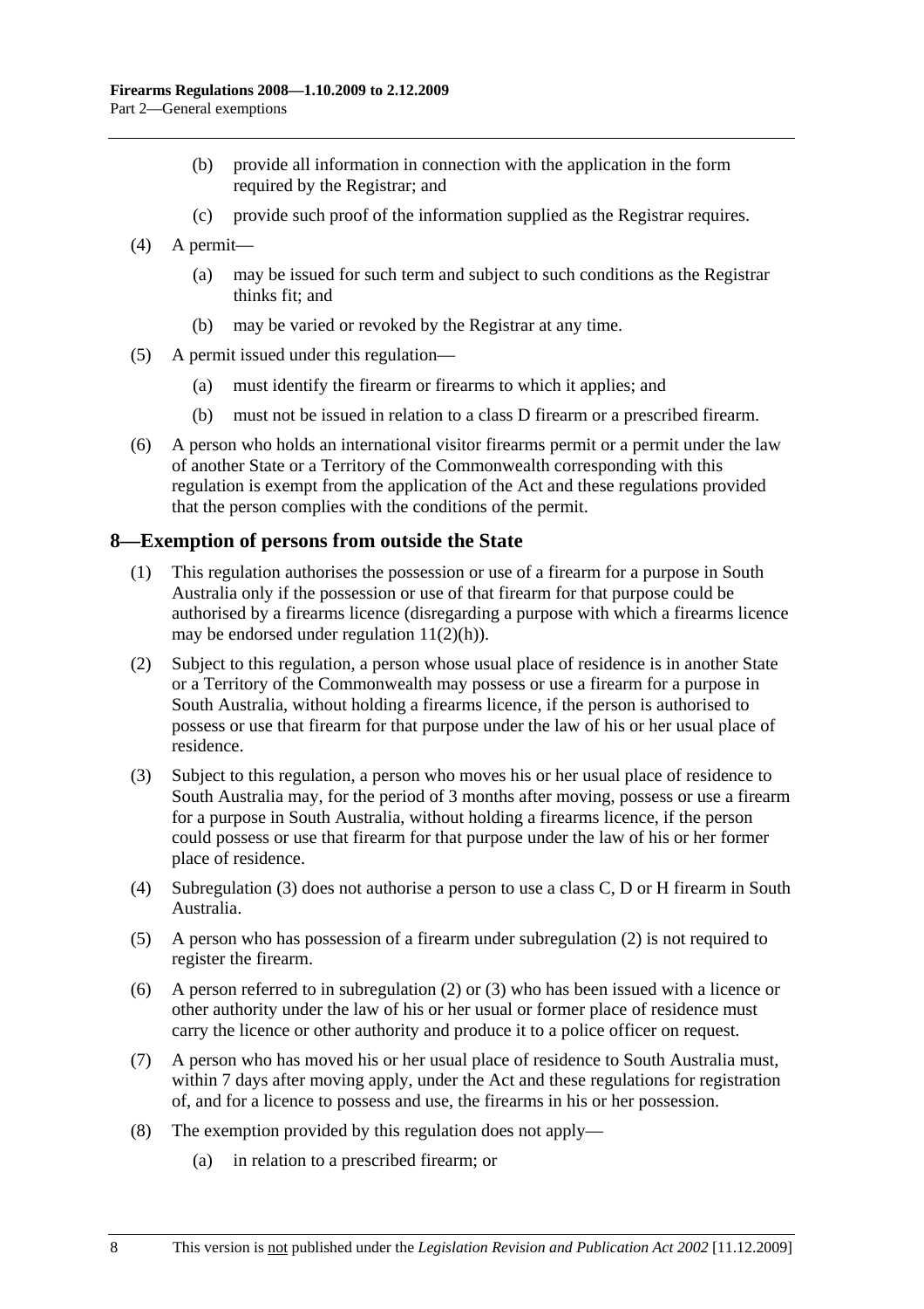(b) provide all information in connection with the application in the form required by the Registrar; and

(c) provide such proof of the information supplied as the Registrar requires.

(4) A permit—

(a) may be issued for such term and subject to such conditions as the Registrar thinks fit; and

(b) may be varied or revoked by the Registrar at any time.

(5) A permit issued under this regulation—

(a) must identify the firearm or firearms to which it applies; and

(b) must not be issued in relation to a class D firearm or a prescribed firearm.

(6) A person who holds an international visitor firearms permit or a permit under the law of another State or a Territory of the Commonwealth corresponding with this regulation is exempt from the application of the Act and these regulations provided that the person complies with the conditions of the permit.

## 8—Exemption of persons from outside the State

(1) This regulation authorises the possession or use of a firearm for a purpose in South Australia only if the possession or use of that firearm for that purpose could be authorised by a firearms licence (disregarding a purpose with which a firearms licence may be endorsed under regulation 11(2)(h)).

(2) Subject to this regulation, a person whose usual place of residence is in another State or a Territory of the Commonwealth may possess or use a firearm for a purpose in South Australia, without holding a firearms licence, if the person is authorised to possess or use that firearm for that purpose under the law of his or her usual place of residence.

(3) Subject to this regulation, a person who moves his or her usual place of residence to South Australia may, for the period of 3 months after moving, possess or use a firearm for a purpose in South Australia, without holding a firearms licence, if the person could possess or use that firearm for that purpose under the law of his or her former place of residence.

(4) Subregulation (3) does not authorise a person to use a class C, D or H firearm in South Australia.

(5) A person who has possession of a firearm under subregulation (2) is not required to register the firearm.

(6) A person referred to in subregulation (2) or (3) who has been issued with a licence or other authority under the law of his or her usual or former place of residence must carry the licence or other authority and produce it to a police officer on request.

(7) A person who has moved his or her usual place of residence to South Australia must, within 7 days after moving apply, under the Act and these regulations for registration of, and for a licence to possess and use, the firearms in his or her possession.

(8) The exemption provided by this regulation does not apply—

(a) in relation to a prescribed firearm; or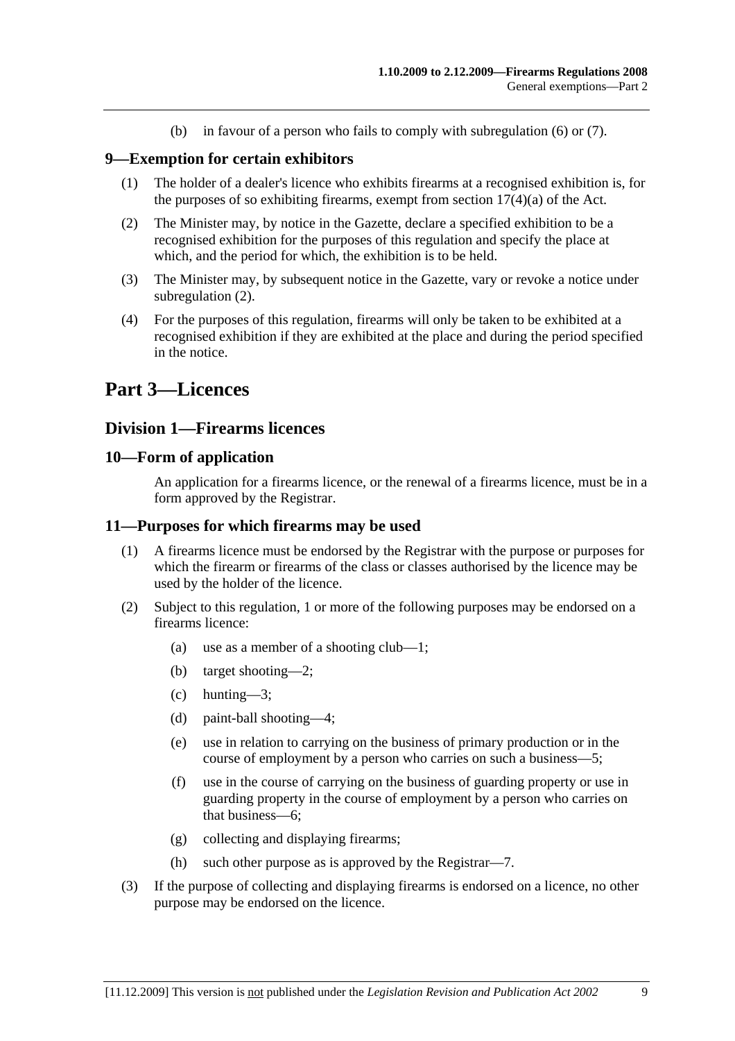(b) in favour of a person who fails to comply with subregulation (6) or (7).

### 9—Exemption for certain exhibitors

(1) The holder of a dealer's licence who exhibits firearms at a recognised exhibition is, for the purposes of so exhibiting firearms, exempt from section 17(4)(a) of the Act.

(2) The Minister may, by notice in the Gazette, declare a specified exhibition to be a recognised exhibition for the purposes of this regulation and specify the place at which, and the period for which, the exhibition is to be held.

(3) The Minister may, by subsequent notice in the Gazette, vary or revoke a notice under subregulation (2).

(4) For the purposes of this regulation, firearms will only be taken to be exhibited at a recognised exhibition if they are exhibited at the place and during the period specified in the notice.

# Part 3—Licences

## Division 1—Firearms licences

### 10—Form of application

An application for a firearms licence, or the renewal of a firearms licence, must be in a form approved by the Registrar.

### 11—Purposes for which firearms may be used

(1) A firearms licence must be endorsed by the Registrar with the purpose or purposes for which the firearm or firearms of the class or classes authorised by the licence may be used by the holder of the licence.

(2) Subject to this regulation, 1 or more of the following purposes may be endorsed on a firearms licence:

- (a) use as a member of a shooting club—1;
- (b) target shooting—2;
- (c) hunting—3;
- (d) paint-ball shooting—4;
- (e) use in relation to carrying on the business of primary production or in the course of employment by a person who carries on such a business—5;
- (f) use in the course of carrying on the business of guarding property or use in guarding property in the course of employment by a person who carries on that business—6;
- (g) collecting and displaying firearms;
- (h) such other purpose as is approved by the Registrar—7.

(3) If the purpose of collecting and displaying firearms is endorsed on a licence, no other purpose may be endorsed on the licence.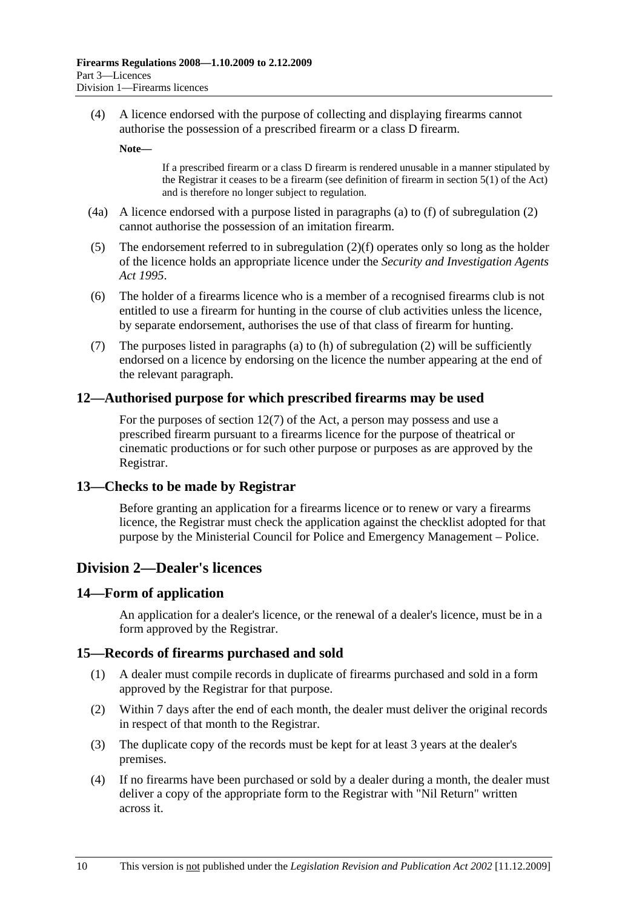(4) A licence endorsed with the purpose of collecting and displaying firearms cannot authorise the possession of a prescribed firearm or a class D firearm.

**Note—**

If a prescribed firearm or a class D firearm is rendered unusable in a manner stipulated by the Registrar it ceases to be a firearm (see definition of firearm in section 5(1) of the Act) and is therefore no longer subject to regulation.

(4a) A licence endorsed with a purpose listed in paragraphs (a) to (f) of subregulation (2) cannot authorise the possession of an imitation firearm.

(5) The endorsement referred to in subregulation (2)(f) operates only so long as the holder of the licence holds an appropriate licence under the *Security and Investigation Agents Act 1995*.

(6) The holder of a firearms licence who is a member of a recognised firearms club is not entitled to use a firearm for hunting in the course of club activities unless the licence, by separate endorsement, authorises the use of that class of firearm for hunting.

(7) The purposes listed in paragraphs (a) to (h) of subregulation (2) will be sufficiently endorsed on a licence by endorsing on the licence the number appearing at the end of the relevant paragraph.

## 12—Authorised purpose for which prescribed firearms may be used

For the purposes of section 12(7) of the Act, a person may possess and use a prescribed firearm pursuant to a firearms licence for the purpose of theatrical or cinematic productions or for such other purpose or purposes as are approved by the Registrar.

## 13—Checks to be made by Registrar

Before granting an application for a firearms licence or to renew or vary a firearms licence, the Registrar must check the application against the checklist adopted for that purpose by the Ministerial Council for Police and Emergency Management – Police.

# Division 2—Dealer's licences

## 14—Form of application

An application for a dealer's licence, or the renewal of a dealer's licence, must be in a form approved by the Registrar.

## 15—Records of firearms purchased and sold

(1) A dealer must compile records in duplicate of firearms purchased and sold in a form approved by the Registrar for that purpose.

(2) Within 7 days after the end of each month, the dealer must deliver the original records in respect of that month to the Registrar.

(3) The duplicate copy of the records must be kept for at least 3 years at the dealer's premises.

(4) If no firearms have been purchased or sold by a dealer during a month, the dealer must deliver a copy of the appropriate form to the Registrar with "Nil Return" written across it.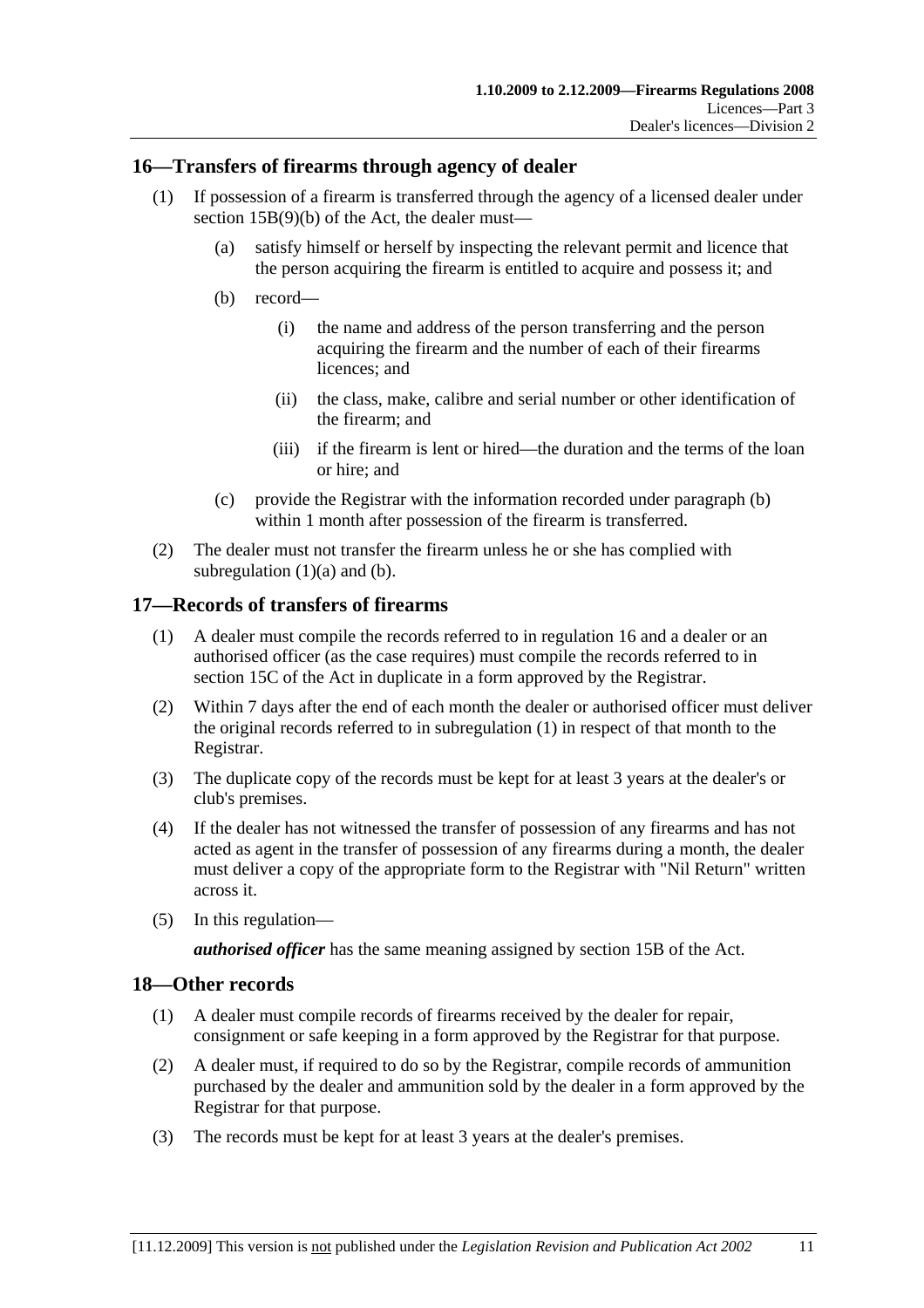## 16—Transfers of firearms through agency of dealer

(1) If possession of a firearm is transferred through the agency of a licensed dealer under section 15B(9)(b) of the Act, the dealer must—

(a) satisfy himself or herself by inspecting the relevant permit and licence that the person acquiring the firearm is entitled to acquire and possess it; and

(b) record—

(i) the name and address of the person transferring and the person acquiring the firearm and the number of each of their firearms licences; and

(ii) the class, make, calibre and serial number or other identification of the firearm; and

(iii) if the firearm is lent or hired—the duration and the terms of the loan or hire; and

(c) provide the Registrar with the information recorded under paragraph (b) within 1 month after possession of the firearm is transferred.

(2) The dealer must not transfer the firearm unless he or she has complied with subregulation (1)(a) and (b).

## 17—Records of transfers of firearms

(1) A dealer must compile the records referred to in regulation 16 and a dealer or an authorised officer (as the case requires) must compile the records referred to in section 15C of the Act in duplicate in a form approved by the Registrar.

(2) Within 7 days after the end of each month the dealer or authorised officer must deliver the original records referred to in subregulation (1) in respect of that month to the Registrar.

(3) The duplicate copy of the records must be kept for at least 3 years at the dealer's or club's premises.

(4) If the dealer has not witnessed the transfer of possession of any firearms and has not acted as agent in the transfer of possession of any firearms during a month, the dealer must deliver a copy of the appropriate form to the Registrar with "Nil Return" written across it.

(5) In this regulation—

***authorised officer*** has the same meaning assigned by section 15B of the Act.

## 18—Other records

(1) A dealer must compile records of firearms received by the dealer for repair, consignment or safe keeping in a form approved by the Registrar for that purpose.

(2) A dealer must, if required to do so by the Registrar, compile records of ammunition purchased by the dealer and ammunition sold by the dealer in a form approved by the Registrar for that purpose.

(3) The records must be kept for at least 3 years at the dealer's premises.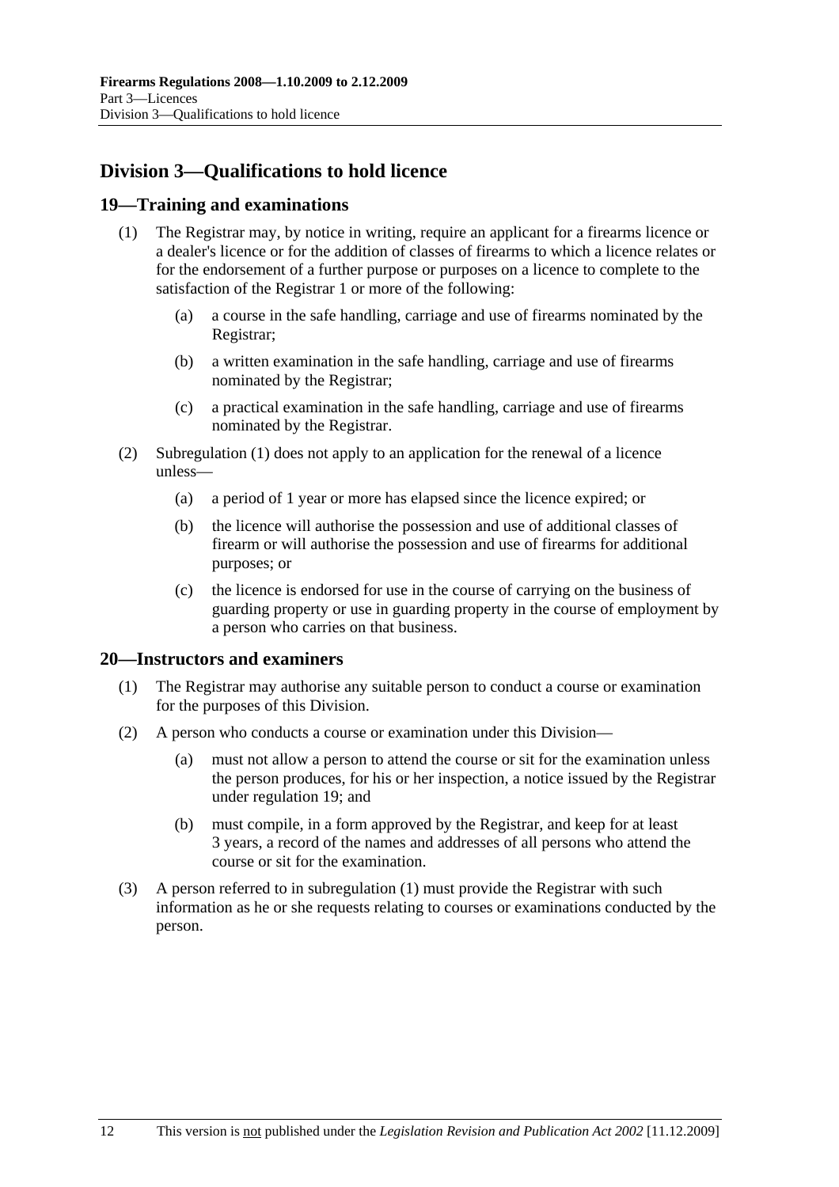## Division 3—Qualifications to hold licence

### 19—Training and examinations

(1) The Registrar may, by notice in writing, require an applicant for a firearms licence or a dealer's licence or for the addition of classes of firearms to which a licence relates or for the endorsement of a further purpose or purposes on a licence to complete to the satisfaction of the Registrar 1 or more of the following:

   (a) a course in the safe handling, carriage and use of firearms nominated by the Registrar;

   (b) a written examination in the safe handling, carriage and use of firearms nominated by the Registrar;

   (c) a practical examination in the safe handling, carriage and use of firearms nominated by the Registrar.

(2) Subregulation (1) does not apply to an application for the renewal of a licence unless—

   (a) a period of 1 year or more has elapsed since the licence expired; or

   (b) the licence will authorise the possession and use of additional classes of firearm or will authorise the possession and use of firearms for additional purposes; or

   (c) the licence is endorsed for use in the course of carrying on the business of guarding property or use in guarding property in the course of employment by a person who carries on that business.

### 20—Instructors and examiners

(1) The Registrar may authorise any suitable person to conduct a course or examination for the purposes of this Division.

(2) A person who conducts a course or examination under this Division—

   (a) must not allow a person to attend the course or sit for the examination unless the person produces, for his or her inspection, a notice issued by the Registrar under regulation 19; and

   (b) must compile, in a form approved by the Registrar, and keep for at least 3 years, a record of the names and addresses of all persons who attend the course or sit for the examination.

(3) A person referred to in subregulation (1) must provide the Registrar with such information as he or she requests relating to courses or examinations conducted by the person.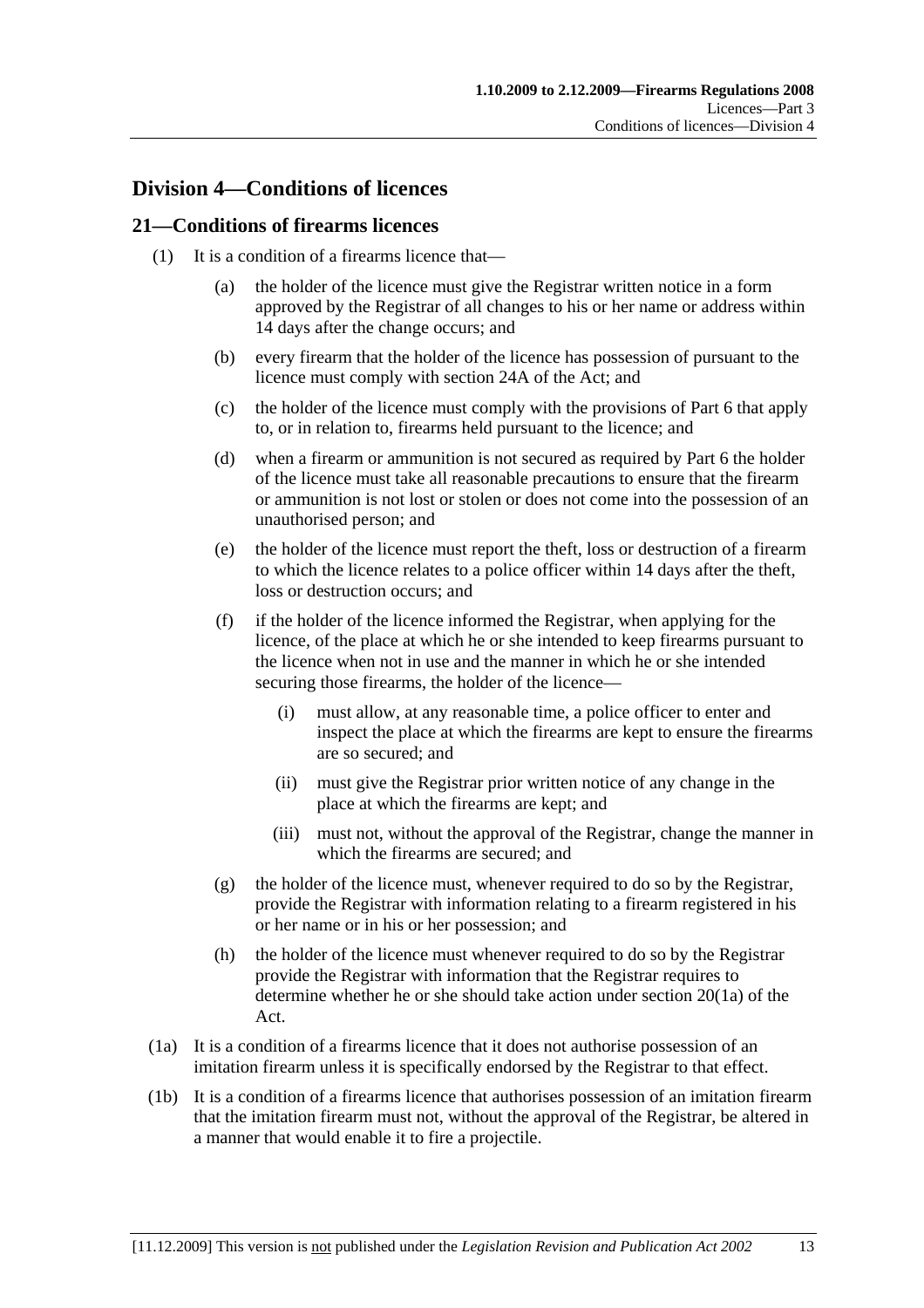## Division 4—Conditions of licences

### 21—Conditions of firearms licences

(1) It is a condition of a firearms licence that—

(a) the holder of the licence must give the Registrar written notice in a form approved by the Registrar of all changes to his or her name or address within 14 days after the change occurs; and

(b) every firearm that the holder of the licence has possession of pursuant to the licence must comply with section 24A of the Act; and

(c) the holder of the licence must comply with the provisions of Part 6 that apply to, or in relation to, firearms held pursuant to the licence; and

(d) when a firearm or ammunition is not secured as required by Part 6 the holder of the licence must take all reasonable precautions to ensure that the firearm or ammunition is not lost or stolen or does not come into the possession of an unauthorised person; and

(e) the holder of the licence must report the theft, loss or destruction of a firearm to which the licence relates to a police officer within 14 days after the theft, loss or destruction occurs; and

(f) if the holder of the licence informed the Registrar, when applying for the licence, of the place at which he or she intended to keep firearms pursuant to the licence when not in use and the manner in which he or she intended securing those firearms, the holder of the licence—

(i) must allow, at any reasonable time, a police officer to enter and inspect the place at which the firearms are kept to ensure the firearms are so secured; and

(ii) must give the Registrar prior written notice of any change in the place at which the firearms are kept; and

(iii) must not, without the approval of the Registrar, change the manner in which the firearms are secured; and

(g) the holder of the licence must, whenever required to do so by the Registrar, provide the Registrar with information relating to a firearm registered in his or her name or in his or her possession; and

(h) the holder of the licence must whenever required to do so by the Registrar provide the Registrar with information that the Registrar requires to determine whether he or she should take action under section 20(1a) of the Act.

(1a) It is a condition of a firearms licence that it does not authorise possession of an imitation firearm unless it is specifically endorsed by the Registrar to that effect.

(1b) It is a condition of a firearms licence that authorises possession of an imitation firearm that the imitation firearm must not, without the approval of the Registrar, be altered in a manner that would enable it to fire a projectile.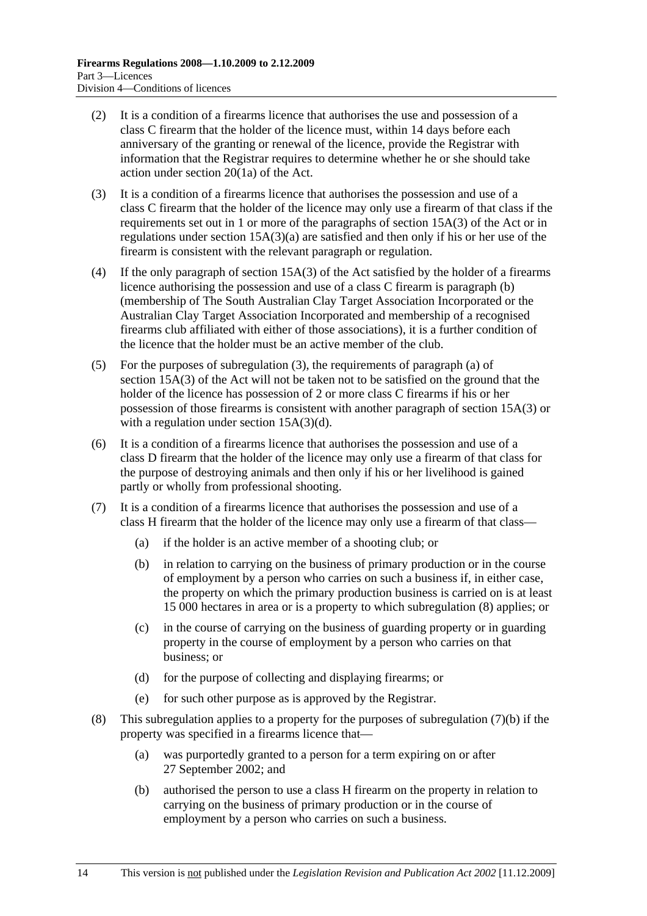(2) It is a condition of a firearms licence that authorises the use and possession of a class C firearm that the holder of the licence must, within 14 days before each anniversary of the granting or renewal of the licence, provide the Registrar with information that the Registrar requires to determine whether he or she should take action under section 20(1a) of the Act.

(3) It is a condition of a firearms licence that authorises the possession and use of a class C firearm that the holder of the licence may only use a firearm of that class if the requirements set out in 1 or more of the paragraphs of section 15A(3) of the Act or in regulations under section 15A(3)(a) are satisfied and then only if his or her use of the firearm is consistent with the relevant paragraph or regulation.

(4) If the only paragraph of section 15A(3) of the Act satisfied by the holder of a firearms licence authorising the possession and use of a class C firearm is paragraph (b) (membership of The South Australian Clay Target Association Incorporated or the Australian Clay Target Association Incorporated and membership of a recognised firearms club affiliated with either of those associations), it is a further condition of the licence that the holder must be an active member of the club.

(5) For the purposes of subregulation (3), the requirements of paragraph (a) of section 15A(3) of the Act will not be taken not to be satisfied on the ground that the holder of the licence has possession of 2 or more class C firearms if his or her possession of those firearms is consistent with another paragraph of section 15A(3) or with a regulation under section 15A(3)(d).

(6) It is a condition of a firearms licence that authorises the possession and use of a class D firearm that the holder of the licence may only use a firearm of that class for the purpose of destroying animals and then only if his or her livelihood is gained partly or wholly from professional shooting.

(7) It is a condition of a firearms licence that authorises the possession and use of a class H firearm that the holder of the licence may only use a firearm of that class—

   (a) if the holder is an active member of a shooting club; or

   (b) in relation to carrying on the business of primary production or in the course of employment by a person who carries on such a business if, in either case, the property on which the primary production business is carried on is at least 15 000 hectares in area or is a property to which subregulation (8) applies; or

   (c) in the course of carrying on the business of guarding property or in guarding property in the course of employment by a person who carries on that business; or

   (d) for the purpose of collecting and displaying firearms; or

   (e) for such other purpose as is approved by the Registrar.

(8) This subregulation applies to a property for the purposes of subregulation (7)(b) if the property was specified in a firearms licence that—

   (a) was purportedly granted to a person for a term expiring on or after 27 September 2002; and

   (b) authorised the person to use a class H firearm on the property in relation to carrying on the business of primary production or in the course of employment by a person who carries on such a business.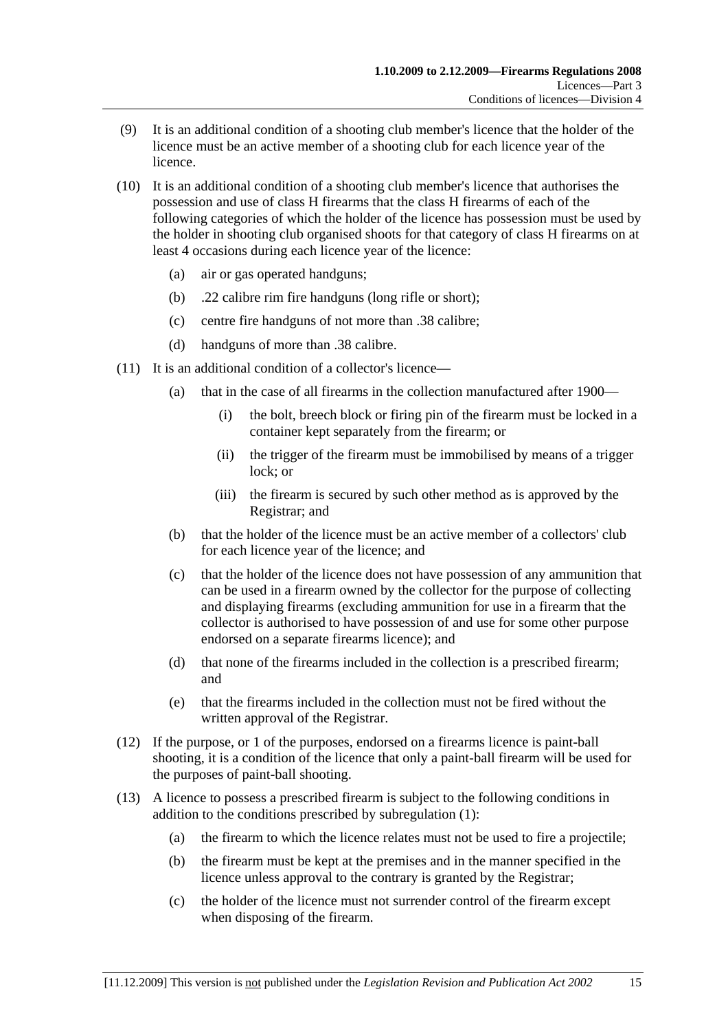(9) It is an additional condition of a shooting club member's licence that the holder of the licence must be an active member of a shooting club for each licence year of the licence.

(10) It is an additional condition of a shooting club member's licence that authorises the possession and use of class H firearms that the class H firearms of each of the following categories of which the holder of the licence has possession must be used by the holder in shooting club organised shoots for that category of class H firearms on at least 4 occasions during each licence year of the licence:

- (a) air or gas operated handguns;
- (b) .22 calibre rim fire handguns (long rifle or short);
- (c) centre fire handguns of not more than .38 calibre;
- (d) handguns of more than .38 calibre.

(11) It is an additional condition of a collector's licence—

- (a) that in the case of all firearms in the collection manufactured after 1900—
  - (i) the bolt, breech block or firing pin of the firearm must be locked in a container kept separately from the firearm; or
  - (ii) the trigger of the firearm must be immobilised by means of a trigger lock; or
  - (iii) the firearm is secured by such other method as is approved by the Registrar; and
- (b) that the holder of the licence must be an active member of a collectors' club for each licence year of the licence; and
- (c) that the holder of the licence does not have possession of any ammunition that can be used in a firearm owned by the collector for the purpose of collecting and displaying firearms (excluding ammunition for use in a firearm that the collector is authorised to have possession of and use for some other purpose endorsed on a separate firearms licence); and
- (d) that none of the firearms included in the collection is a prescribed firearm; and
- (e) that the firearms included in the collection must not be fired without the written approval of the Registrar.

(12) If the purpose, or 1 of the purposes, endorsed on a firearms licence is paint-ball shooting, it is a condition of the licence that only a paint-ball firearm will be used for the purposes of paint-ball shooting.

(13) A licence to possess a prescribed firearm is subject to the following conditions in addition to the conditions prescribed by subregulation (1):

- (a) the firearm to which the licence relates must not be used to fire a projectile;
- (b) the firearm must be kept at the premises and in the manner specified in the licence unless approval to the contrary is granted by the Registrar;
- (c) the holder of the licence must not surrender control of the firearm except when disposing of the firearm.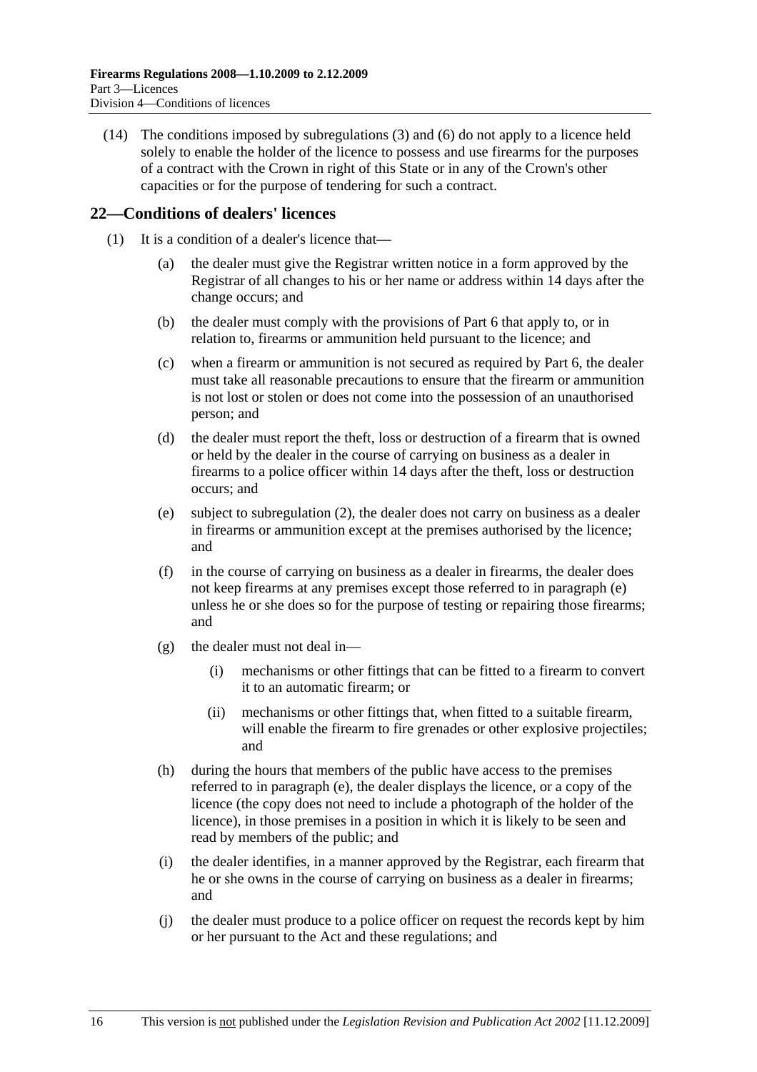(14) The conditions imposed by subregulations (3) and (6) do not apply to a licence held solely to enable the holder of the licence to possess and use firearms for the purposes of a contract with the Crown in right of this State or in any of the Crown's other capacities or for the purpose of tendering for such a contract.

## 22—Conditions of dealers' licences

(1) It is a condition of a dealer's licence that—

(a) the dealer must give the Registrar written notice in a form approved by the Registrar of all changes to his or her name or address within 14 days after the change occurs; and

(b) the dealer must comply with the provisions of Part 6 that apply to, or in relation to, firearms or ammunition held pursuant to the licence; and

(c) when a firearm or ammunition is not secured as required by Part 6, the dealer must take all reasonable precautions to ensure that the firearm or ammunition is not lost or stolen or does not come into the possession of an unauthorised person; and

(d) the dealer must report the theft, loss or destruction of a firearm that is owned or held by the dealer in the course of carrying on business as a dealer in firearms to a police officer within 14 days after the theft, loss or destruction occurs; and

(e) subject to subregulation (2), the dealer does not carry on business as a dealer in firearms or ammunition except at the premises authorised by the licence; and

(f) in the course of carrying on business as a dealer in firearms, the dealer does not keep firearms at any premises except those referred to in paragraph (e) unless he or she does so for the purpose of testing or repairing those firearms; and

(g) the dealer must not deal in—

(i) mechanisms or other fittings that can be fitted to a firearm to convert it to an automatic firearm; or

(ii) mechanisms or other fittings that, when fitted to a suitable firearm, will enable the firearm to fire grenades or other explosive projectiles; and

(h) during the hours that members of the public have access to the premises referred to in paragraph (e), the dealer displays the licence, or a copy of the licence (the copy does not need to include a photograph of the holder of the licence), in those premises in a position in which it is likely to be seen and read by members of the public; and

(i) the dealer identifies, in a manner approved by the Registrar, each firearm that he or she owns in the course of carrying on business as a dealer in firearms; and

(j) the dealer must produce to a police officer on request the records kept by him or her pursuant to the Act and these regulations; and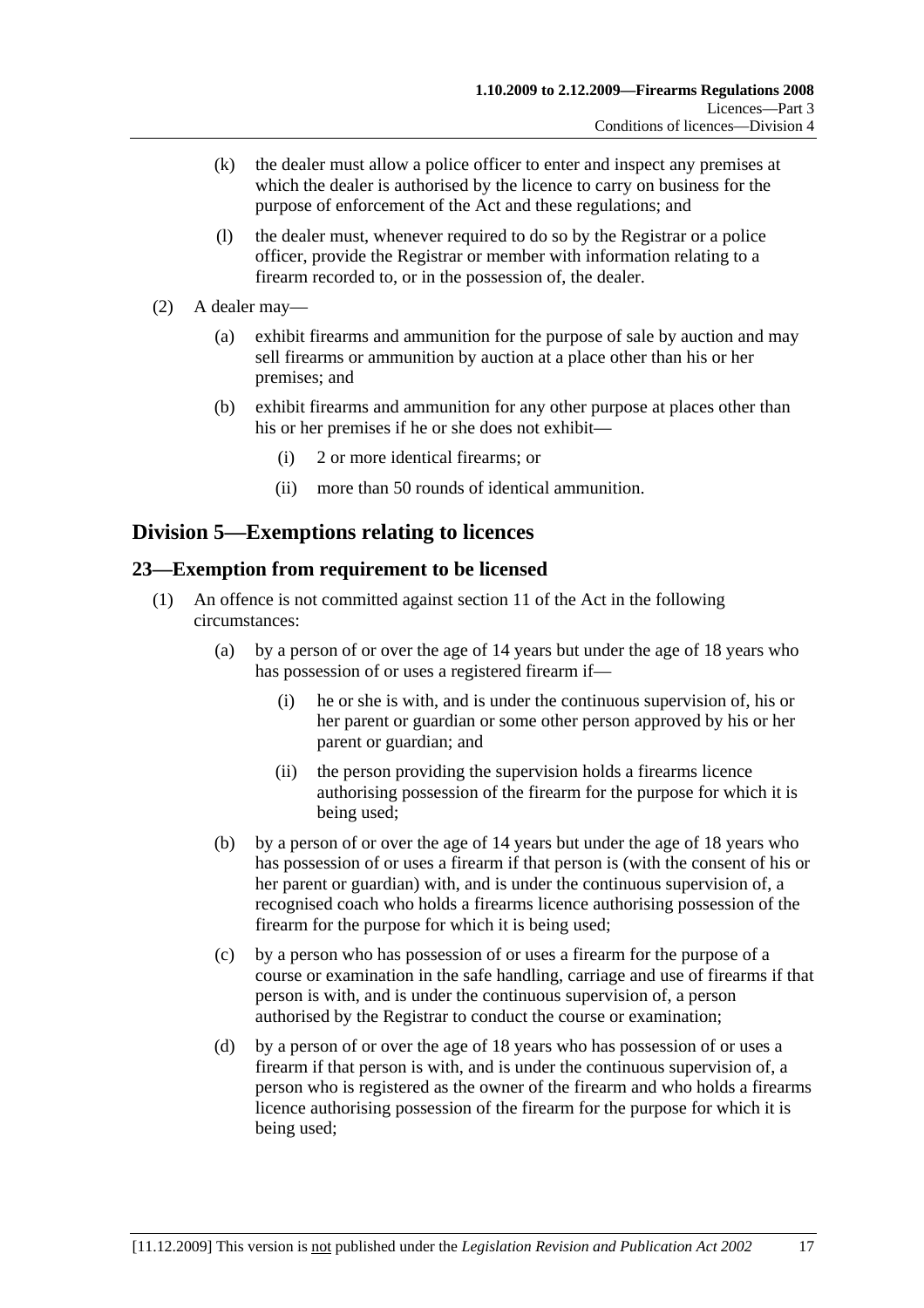(k) the dealer must allow a police officer to enter and inspect any premises at which the dealer is authorised by the licence to carry on business for the purpose of enforcement of the Act and these regulations; and

(l) the dealer must, whenever required to do so by the Registrar or a police officer, provide the Registrar or member with information relating to a firearm recorded to, or in the possession of, the dealer.

(2) A dealer may—

(a) exhibit firearms and ammunition for the purpose of sale by auction and may sell firearms or ammunition by auction at a place other than his or her premises; and

(b) exhibit firearms and ammunition for any other purpose at places other than his or her premises if he or she does not exhibit—

(i) 2 or more identical firearms; or

(ii) more than 50 rounds of identical ammunition.

## Division 5—Exemptions relating to licences

### 23—Exemption from requirement to be licensed

(1) An offence is not committed against section 11 of the Act in the following circumstances:

(a) by a person of or over the age of 14 years but under the age of 18 years who has possession of or uses a registered firearm if—

(i) he or she is with, and is under the continuous supervision of, his or her parent or guardian or some other person approved by his or her parent or guardian; and

(ii) the person providing the supervision holds a firearms licence authorising possession of the firearm for the purpose for which it is being used;

(b) by a person of or over the age of 14 years but under the age of 18 years who has possession of or uses a firearm if that person is (with the consent of his or her parent or guardian) with, and is under the continuous supervision of, a recognised coach who holds a firearms licence authorising possession of the firearm for the purpose for which it is being used;

(c) by a person who has possession of or uses a firearm for the purpose of a course or examination in the safe handling, carriage and use of firearms if that person is with, and is under the continuous supervision of, a person authorised by the Registrar to conduct the course or examination;

(d) by a person of or over the age of 18 years who has possession of or uses a firearm if that person is with, and is under the continuous supervision of, a person who is registered as the owner of the firearm and who holds a firearms licence authorising possession of the firearm for the purpose for which it is being used;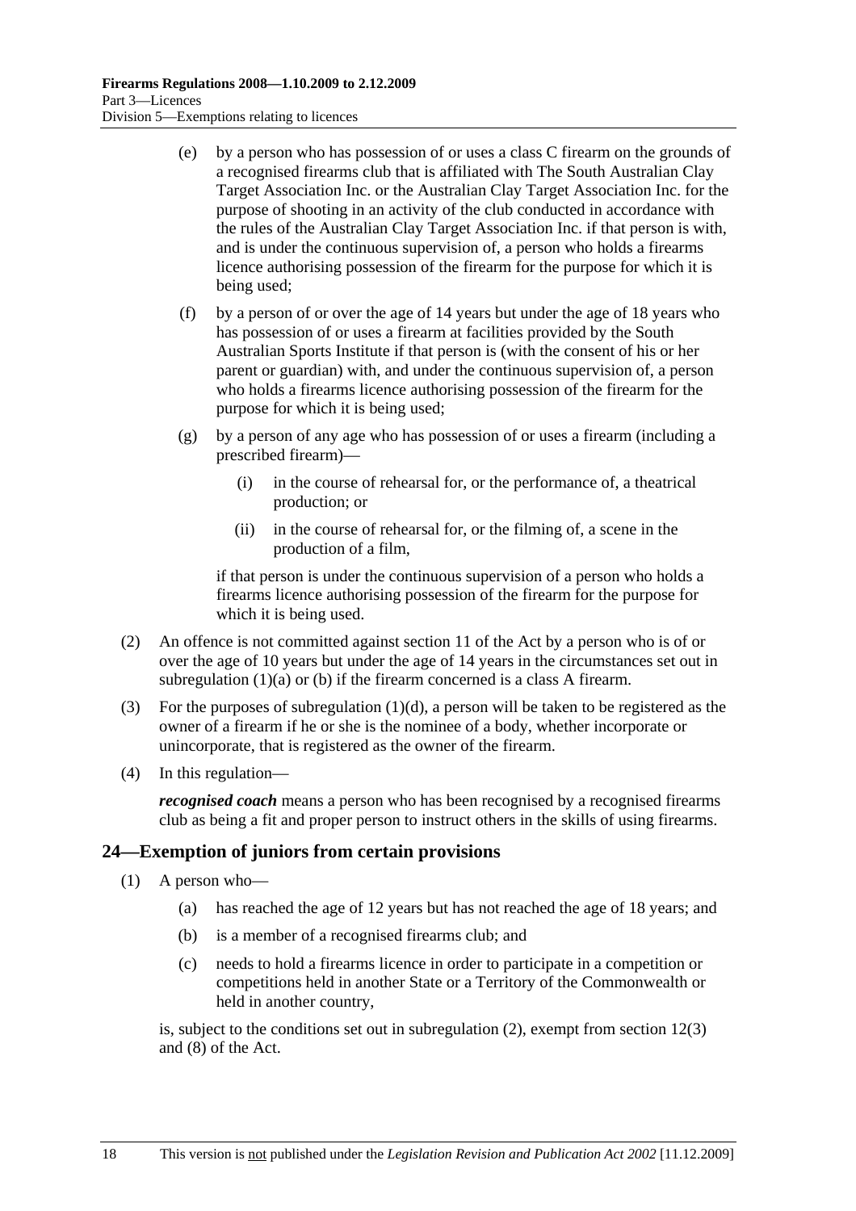(e) by a person who has possession of or uses a class C firearm on the grounds of a recognised firearms club that is affiliated with The South Australian Clay Target Association Inc. or the Australian Clay Target Association Inc. for the purpose of shooting in an activity of the club conducted in accordance with the rules of the Australian Clay Target Association Inc. if that person is with, and is under the continuous supervision of, a person who holds a firearms licence authorising possession of the firearm for the purpose for which it is being used;

(f) by a person of or over the age of 14 years but under the age of 18 years who has possession of or uses a firearm at facilities provided by the South Australian Sports Institute if that person is (with the consent of his or her parent or guardian) with, and under the continuous supervision of, a person who holds a firearms licence authorising possession of the firearm for the purpose for which it is being used;

(g) by a person of any age who has possession of or uses a firearm (including a prescribed firearm)—

(i) in the course of rehearsal for, or the performance of, a theatrical production; or

(ii) in the course of rehearsal for, or the filming of, a scene in the production of a film,

if that person is under the continuous supervision of a person who holds a firearms licence authorising possession of the firearm for the purpose for which it is being used.

(2) An offence is not committed against section 11 of the Act by a person who is of or over the age of 10 years but under the age of 14 years in the circumstances set out in subregulation (1)(a) or (b) if the firearm concerned is a class A firearm.

(3) For the purposes of subregulation (1)(d), a person will be taken to be registered as the owner of a firearm if he or she is the nominee of a body, whether incorporate or unincorporate, that is registered as the owner of the firearm.

(4) In this regulation—

***recognised coach*** means a person who has been recognised by a recognised firearms club as being a fit and proper person to instruct others in the skills of using firearms.

## 24—Exemption of juniors from certain provisions

(1) A person who—

(a) has reached the age of 12 years but has not reached the age of 18 years; and

(b) is a member of a recognised firearms club; and

(c) needs to hold a firearms licence in order to participate in a competition or competitions held in another State or a Territory of the Commonwealth or held in another country,

is, subject to the conditions set out in subregulation (2), exempt from section 12(3) and (8) of the Act.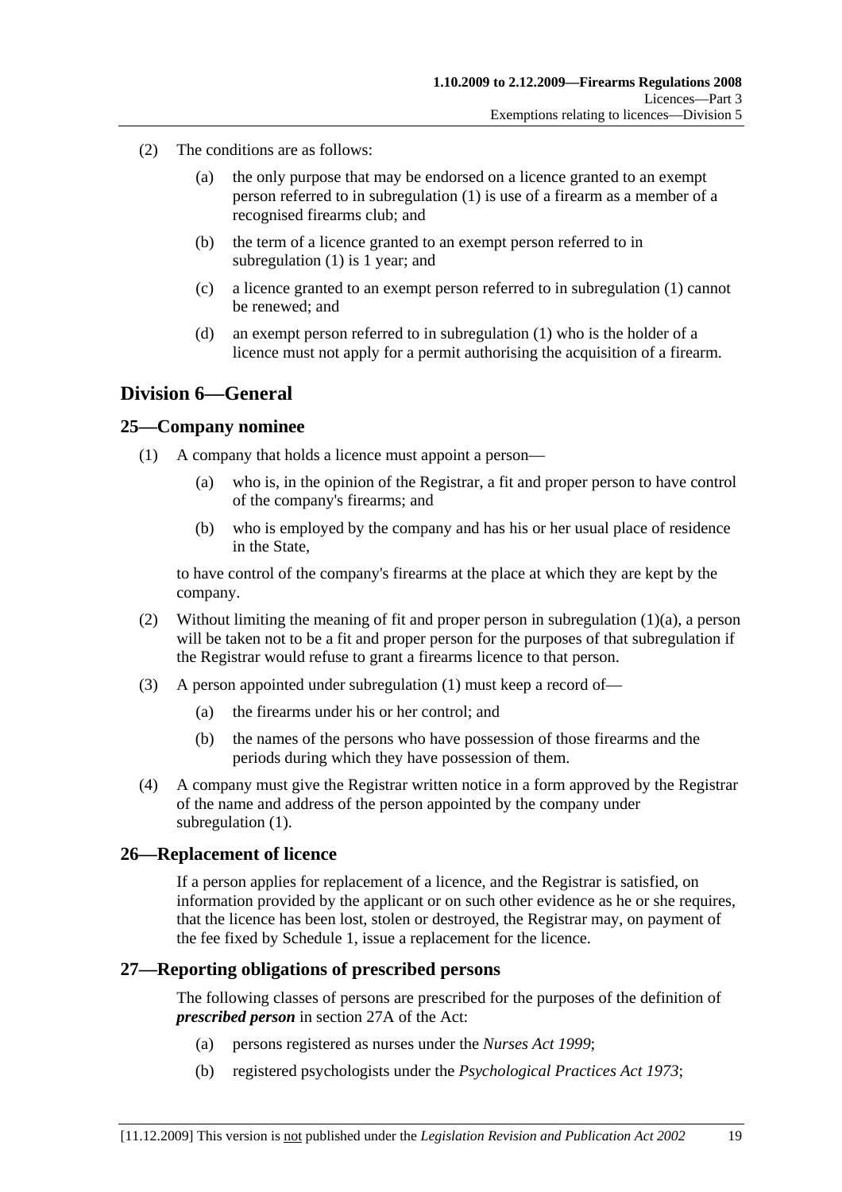(2) The conditions are as follows:

(a) the only purpose that may be endorsed on a licence granted to an exempt person referred to in subregulation (1) is use of a firearm as a member of a recognised firearms club; and

(b) the term of a licence granted to an exempt person referred to in subregulation (1) is 1 year; and

(c) a licence granted to an exempt person referred to in subregulation (1) cannot be renewed; and

(d) an exempt person referred to in subregulation (1) who is the holder of a licence must not apply for a permit authorising the acquisition of a firearm.

## Division 6—General

### 25—Company nominee

(1) A company that holds a licence must appoint a person—

(a) who is, in the opinion of the Registrar, a fit and proper person to have control of the company's firearms; and

(b) who is employed by the company and has his or her usual place of residence in the State,

to have control of the company's firearms at the place at which they are kept by the company.

(2) Without limiting the meaning of fit and proper person in subregulation (1)(a), a person will be taken not to be a fit and proper person for the purposes of that subregulation if the Registrar would refuse to grant a firearms licence to that person.

(3) A person appointed under subregulation (1) must keep a record of—

(a) the firearms under his or her control; and

(b) the names of the persons who have possession of those firearms and the periods during which they have possession of them.

(4) A company must give the Registrar written notice in a form approved by the Registrar of the name and address of the person appointed by the company under subregulation (1).

### 26—Replacement of licence

If a person applies for replacement of a licence, and the Registrar is satisfied, on information provided by the applicant or on such other evidence as he or she requires, that the licence has been lost, stolen or destroyed, the Registrar may, on payment of the fee fixed by Schedule 1, issue a replacement for the licence.

### 27—Reporting obligations of prescribed persons

The following classes of persons are prescribed for the purposes of the definition of ***prescribed person*** in section 27A of the Act:

(a) persons registered as nurses under the *Nurses Act 1999*;

(b) registered psychologists under the *Psychological Practices Act 1973*;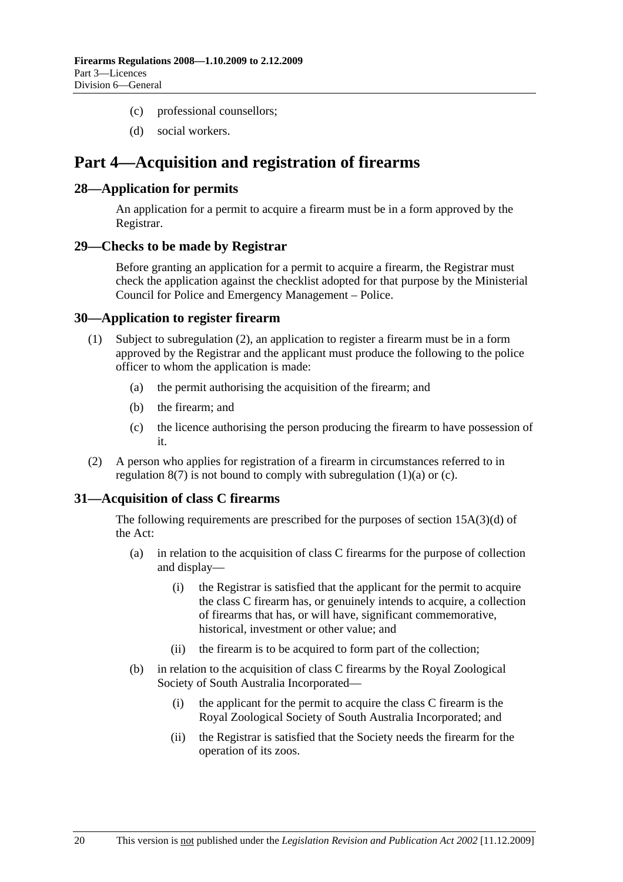(c) professional counsellors;

(d) social workers.

# Part 4—Acquisition and registration of firearms

## 28—Application for permits

An application for a permit to acquire a firearm must be in a form approved by the Registrar.

## 29—Checks to be made by Registrar

Before granting an application for a permit to acquire a firearm, the Registrar must check the application against the checklist adopted for that purpose by the Ministerial Council for Police and Emergency Management – Police.

## 30—Application to register firearm

(1) Subject to subregulation (2), an application to register a firearm must be in a form approved by the Registrar and the applicant must produce the following to the police officer to whom the application is made:

(a) the permit authorising the acquisition of the firearm; and

(b) the firearm; and

(c) the licence authorising the person producing the firearm to have possession of it.

(2) A person who applies for registration of a firearm in circumstances referred to in regulation 8(7) is not bound to comply with subregulation (1)(a) or (c).

## 31—Acquisition of class C firearms

The following requirements are prescribed for the purposes of section 15A(3)(d) of the Act:

(a) in relation to the acquisition of class C firearms for the purpose of collection and display—

(i) the Registrar is satisfied that the applicant for the permit to acquire the class C firearm has, or genuinely intends to acquire, a collection of firearms that has, or will have, significant commemorative, historical, investment or other value; and

(ii) the firearm is to be acquired to form part of the collection;

(b) in relation to the acquisition of class C firearms by the Royal Zoological Society of South Australia Incorporated—

(i) the applicant for the permit to acquire the class C firearm is the Royal Zoological Society of South Australia Incorporated; and

(ii) the Registrar is satisfied that the Society needs the firearm for the operation of its zoos.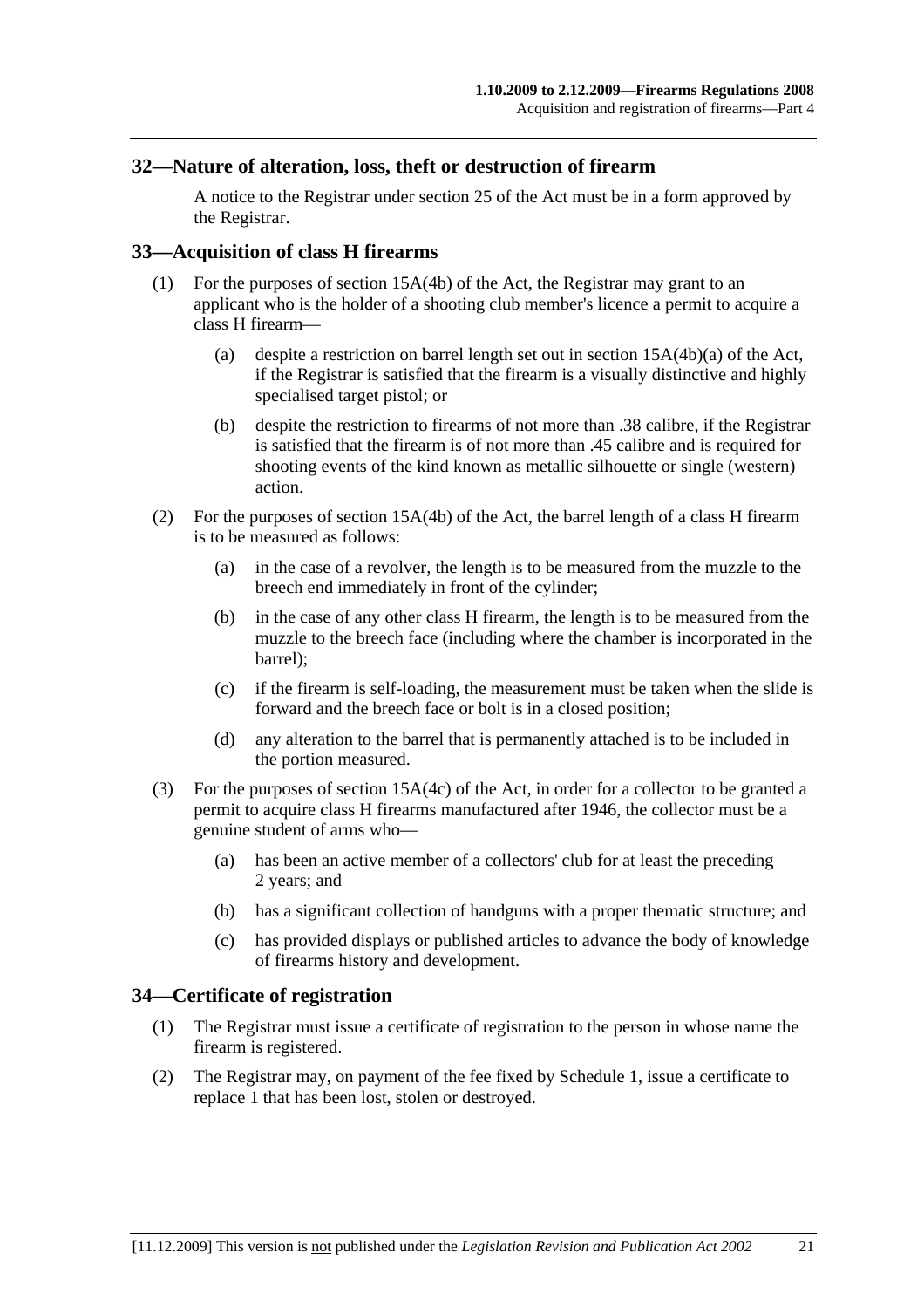## 32—Nature of alteration, loss, theft or destruction of firearm

A notice to the Registrar under section 25 of the Act must be in a form approved by the Registrar.

## 33—Acquisition of class H firearms

(1) For the purposes of section 15A(4b) of the Act, the Registrar may grant to an applicant who is the holder of a shooting club member's licence a permit to acquire a class H firearm—

(a) despite a restriction on barrel length set out in section 15A(4b)(a) of the Act, if the Registrar is satisfied that the firearm is a visually distinctive and highly specialised target pistol; or

(b) despite the restriction to firearms of not more than .38 calibre, if the Registrar is satisfied that the firearm is of not more than .45 calibre and is required for shooting events of the kind known as metallic silhouette or single (western) action.

(2) For the purposes of section 15A(4b) of the Act, the barrel length of a class H firearm is to be measured as follows:

(a) in the case of a revolver, the length is to be measured from the muzzle to the breech end immediately in front of the cylinder;

(b) in the case of any other class H firearm, the length is to be measured from the muzzle to the breech face (including where the chamber is incorporated in the barrel);

(c) if the firearm is self-loading, the measurement must be taken when the slide is forward and the breech face or bolt is in a closed position;

(d) any alteration to the barrel that is permanently attached is to be included in the portion measured.

(3) For the purposes of section 15A(4c) of the Act, in order for a collector to be granted a permit to acquire class H firearms manufactured after 1946, the collector must be a genuine student of arms who—

(a) has been an active member of a collectors' club for at least the preceding 2 years; and

(b) has a significant collection of handguns with a proper thematic structure; and

(c) has provided displays or published articles to advance the body of knowledge of firearms history and development.

## 34—Certificate of registration

(1) The Registrar must issue a certificate of registration to the person in whose name the firearm is registered.

(2) The Registrar may, on payment of the fee fixed by Schedule 1, issue a certificate to replace 1 that has been lost, stolen or destroyed.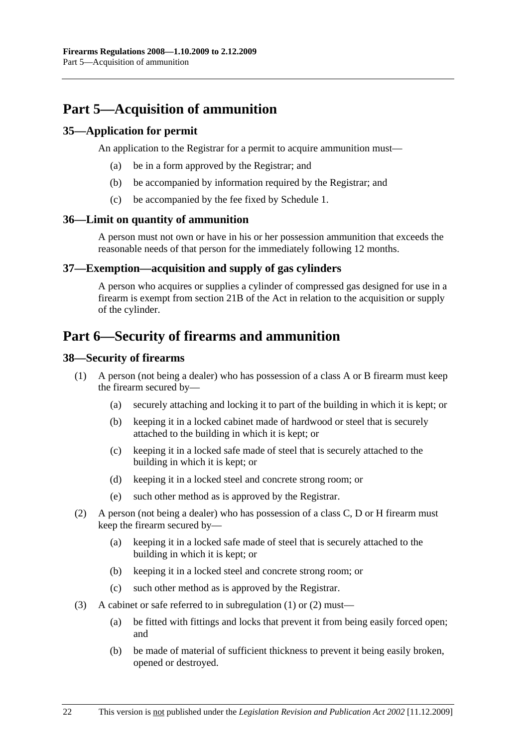## Part 5—Acquisition of ammunition

### 35—Application for permit

An application to the Registrar for a permit to acquire ammunition must—

(a) be in a form approved by the Registrar; and

(b) be accompanied by information required by the Registrar; and

(c) be accompanied by the fee fixed by Schedule 1.

### 36—Limit on quantity of ammunition

A person must not own or have in his or her possession ammunition that exceeds the reasonable needs of that person for the immediately following 12 months.

### 37—Exemption—acquisition and supply of gas cylinders

A person who acquires or supplies a cylinder of compressed gas designed for use in a firearm is exempt from section 21B of the Act in relation to the acquisition or supply of the cylinder.

## Part 6—Security of firearms and ammunition

### 38—Security of firearms

(1) A person (not being a dealer) who has possession of a class A or B firearm must keep the firearm secured by—

(a) securely attaching and locking it to part of the building in which it is kept; or

(b) keeping it in a locked cabinet made of hardwood or steel that is securely attached to the building in which it is kept; or

(c) keeping it in a locked safe made of steel that is securely attached to the building in which it is kept; or

(d) keeping it in a locked steel and concrete strong room; or

(e) such other method as is approved by the Registrar.

(2) A person (not being a dealer) who has possession of a class C, D or H firearm must keep the firearm secured by—

(a) keeping it in a locked safe made of steel that is securely attached to the building in which it is kept; or

(b) keeping it in a locked steel and concrete strong room; or

(c) such other method as is approved by the Registrar.

(3) A cabinet or safe referred to in subregulation (1) or (2) must—

(a) be fitted with fittings and locks that prevent it from being easily forced open; and

(b) be made of material of sufficient thickness to prevent it being easily broken, opened or destroyed.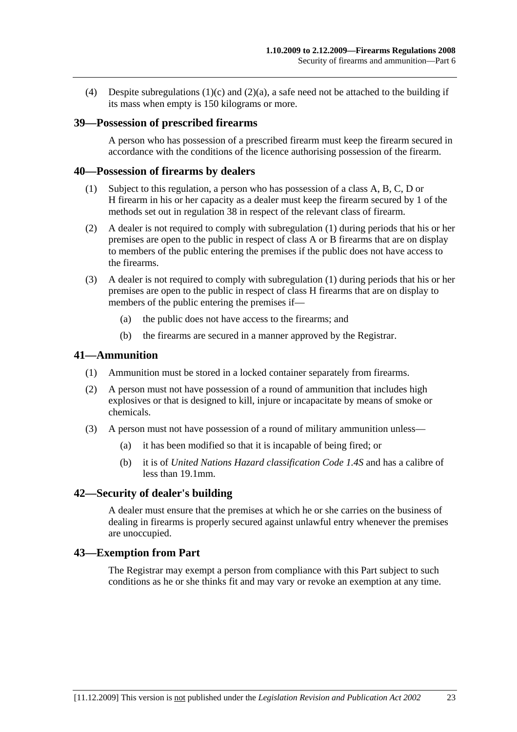(4) Despite subregulations (1)(c) and (2)(a), a safe need not be attached to the building if its mass when empty is 150 kilograms or more.

## 39—Possession of prescribed firearms

A person who has possession of a prescribed firearm must keep the firearm secured in accordance with the conditions of the licence authorising possession of the firearm.

## 40—Possession of firearms by dealers

(1) Subject to this regulation, a person who has possession of a class A, B, C, D or H firearm in his or her capacity as a dealer must keep the firearm secured by 1 of the methods set out in regulation 38 in respect of the relevant class of firearm.

(2) A dealer is not required to comply with subregulation (1) during periods that his or her premises are open to the public in respect of class A or B firearms that are on display to members of the public entering the premises if the public does not have access to the firearms.

(3) A dealer is not required to comply with subregulation (1) during periods that his or her premises are open to the public in respect of class H firearms that are on display to members of the public entering the premises if—

(a) the public does not have access to the firearms; and

(b) the firearms are secured in a manner approved by the Registrar.

## 41—Ammunition

(1) Ammunition must be stored in a locked container separately from firearms.

(2) A person must not have possession of a round of ammunition that includes high explosives or that is designed to kill, injure or incapacitate by means of smoke or chemicals.

(3) A person must not have possession of a round of military ammunition unless—

(a) it has been modified so that it is incapable of being fired; or

(b) it is of *United Nations Hazard classification Code 1.4S* and has a calibre of less than 19.1mm.

## 42—Security of dealer's building

A dealer must ensure that the premises at which he or she carries on the business of dealing in firearms is properly secured against unlawful entry whenever the premises are unoccupied.

## 43—Exemption from Part

The Registrar may exempt a person from compliance with this Part subject to such conditions as he or she thinks fit and may vary or revoke an exemption at any time.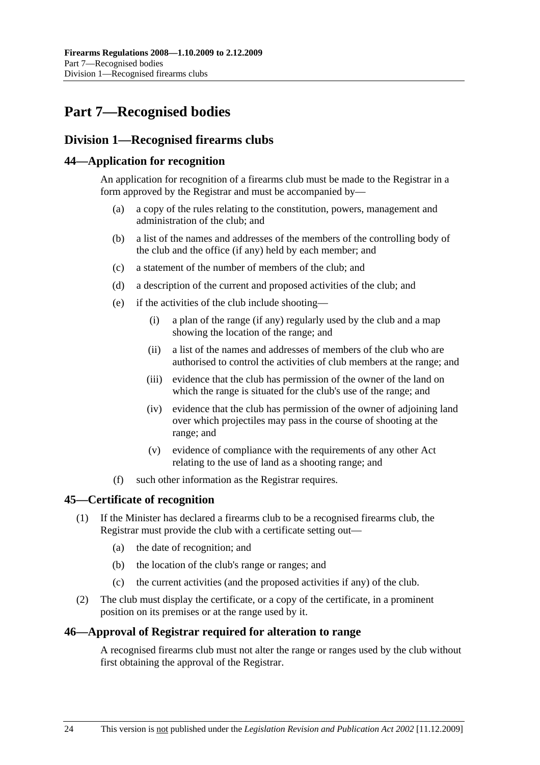# Part 7—Recognised bodies

## Division 1—Recognised firearms clubs

### 44—Application for recognition

An application for recognition of a firearms club must be made to the Registrar in a form approved by the Registrar and must be accompanied by—

(a) a copy of the rules relating to the constitution, powers, management and administration of the club; and

(b) a list of the names and addresses of the members of the controlling body of the club and the office (if any) held by each member; and

(c) a statement of the number of members of the club; and

(d) a description of the current and proposed activities of the club; and

(e) if the activities of the club include shooting—

(i) a plan of the range (if any) regularly used by the club and a map showing the location of the range; and

(ii) a list of the names and addresses of members of the club who are authorised to control the activities of club members at the range; and

(iii) evidence that the club has permission of the owner of the land on which the range is situated for the club's use of the range; and

(iv) evidence that the club has permission of the owner of adjoining land over which projectiles may pass in the course of shooting at the range; and

(v) evidence of compliance with the requirements of any other Act relating to the use of land as a shooting range; and

(f) such other information as the Registrar requires.

### 45—Certificate of recognition

(1) If the Minister has declared a firearms club to be a recognised firearms club, the Registrar must provide the club with a certificate setting out—

(a) the date of recognition; and

(b) the location of the club's range or ranges; and

(c) the current activities (and the proposed activities if any) of the club.

(2) The club must display the certificate, or a copy of the certificate, in a prominent position on its premises or at the range used by it.

### 46—Approval of Registrar required for alteration to range

A recognised firearms club must not alter the range or ranges used by the club without first obtaining the approval of the Registrar.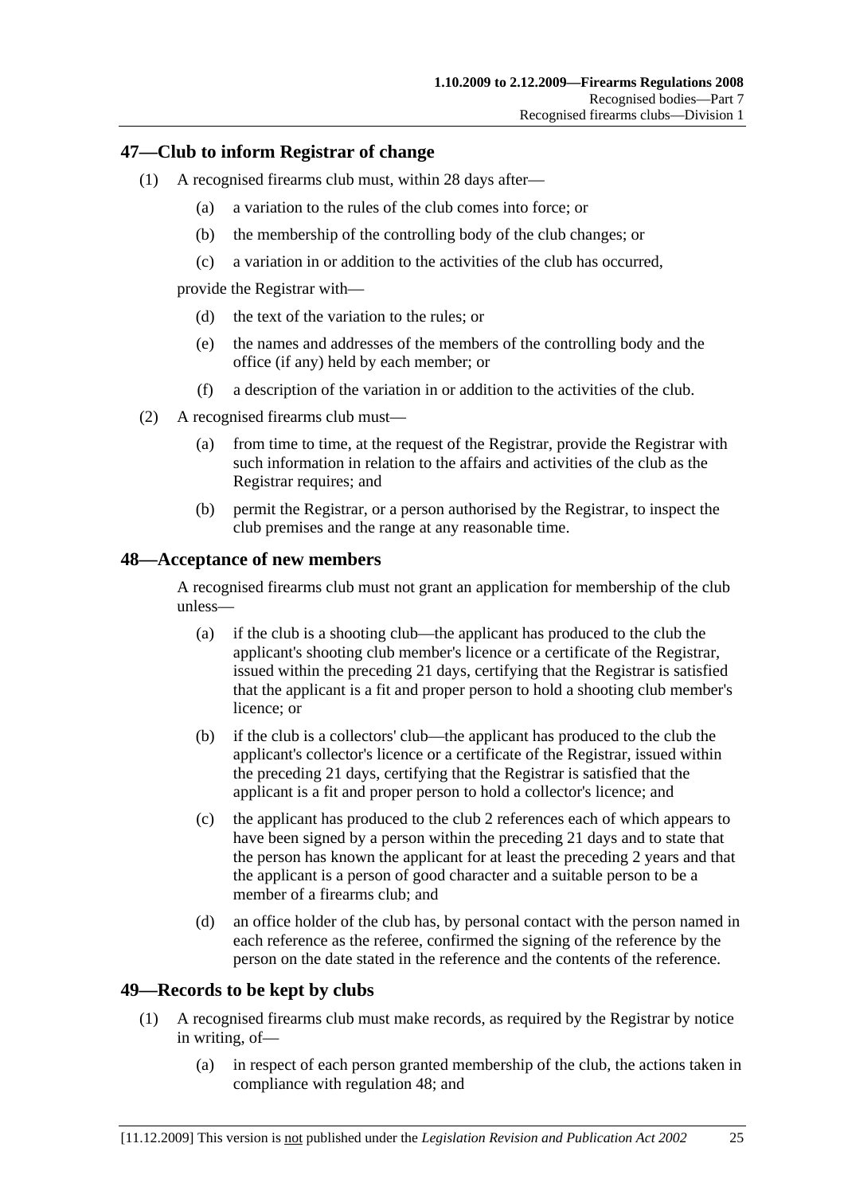## 47—Club to inform Registrar of change

(1) A recognised firearms club must, within 28 days after—

(a) a variation to the rules of the club comes into force; or

(b) the membership of the controlling body of the club changes; or

(c) a variation in or addition to the activities of the club has occurred,

provide the Registrar with—

(d) the text of the variation to the rules; or

(e) the names and addresses of the members of the controlling body and the office (if any) held by each member; or

(f) a description of the variation in or addition to the activities of the club.

(2) A recognised firearms club must—

(a) from time to time, at the request of the Registrar, provide the Registrar with such information in relation to the affairs and activities of the club as the Registrar requires; and

(b) permit the Registrar, or a person authorised by the Registrar, to inspect the club premises and the range at any reasonable time.

## 48—Acceptance of new members

A recognised firearms club must not grant an application for membership of the club unless—

(a) if the club is a shooting club—the applicant has produced to the club the applicant's shooting club member's licence or a certificate of the Registrar, issued within the preceding 21 days, certifying that the Registrar is satisfied that the applicant is a fit and proper person to hold a shooting club member's licence; or

(b) if the club is a collectors' club—the applicant has produced to the club the applicant's collector's licence or a certificate of the Registrar, issued within the preceding 21 days, certifying that the Registrar is satisfied that the applicant is a fit and proper person to hold a collector's licence; and

(c) the applicant has produced to the club 2 references each of which appears to have been signed by a person within the preceding 21 days and to state that the person has known the applicant for at least the preceding 2 years and that the applicant is a person of good character and a suitable person to be a member of a firearms club; and

(d) an office holder of the club has, by personal contact with the person named in each reference as the referee, confirmed the signing of the reference by the person on the date stated in the reference and the contents of the reference.

## 49—Records to be kept by clubs

(1) A recognised firearms club must make records, as required by the Registrar by notice in writing, of—

(a) in respect of each person granted membership of the club, the actions taken in compliance with regulation 48; and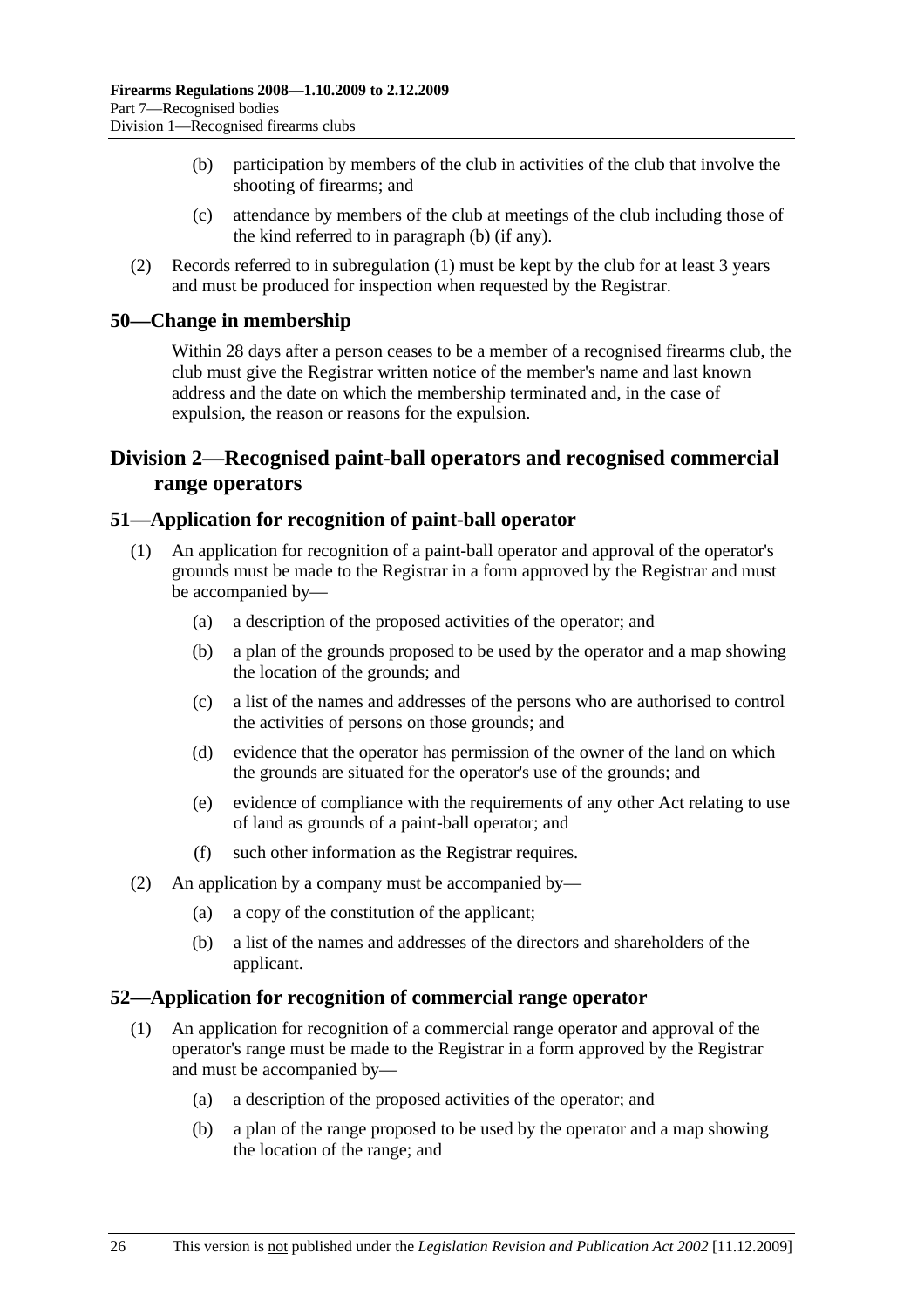(b) participation by members of the club in activities of the club that involve the shooting of firearms; and

(c) attendance by members of the club at meetings of the club including those of the kind referred to in paragraph (b) (if any).

(2) Records referred to in subregulation (1) must be kept by the club for at least 3 years and must be produced for inspection when requested by the Registrar.

### 50—Change in membership

Within 28 days after a person ceases to be a member of a recognised firearms club, the club must give the Registrar written notice of the member's name and last known address and the date on which the membership terminated and, in the case of expulsion, the reason or reasons for the expulsion.

## Division 2—Recognised paint-ball operators and recognised commercial range operators

### 51—Application for recognition of paint-ball operator

(1) An application for recognition of a paint-ball operator and approval of the operator's grounds must be made to the Registrar in a form approved by the Registrar and must be accompanied by—

(a) a description of the proposed activities of the operator; and

(b) a plan of the grounds proposed to be used by the operator and a map showing the location of the grounds; and

(c) a list of the names and addresses of the persons who are authorised to control the activities of persons on those grounds; and

(d) evidence that the operator has permission of the owner of the land on which the grounds are situated for the operator's use of the grounds; and

(e) evidence of compliance with the requirements of any other Act relating to use of land as grounds of a paint-ball operator; and

(f) such other information as the Registrar requires.

(2) An application by a company must be accompanied by—

(a) a copy of the constitution of the applicant;

(b) a list of the names and addresses of the directors and shareholders of the applicant.

### 52—Application for recognition of commercial range operator

(1) An application for recognition of a commercial range operator and approval of the operator's range must be made to the Registrar in a form approved by the Registrar and must be accompanied by—

(a) a description of the proposed activities of the operator; and

(b) a plan of the range proposed to be used by the operator and a map showing the location of the range; and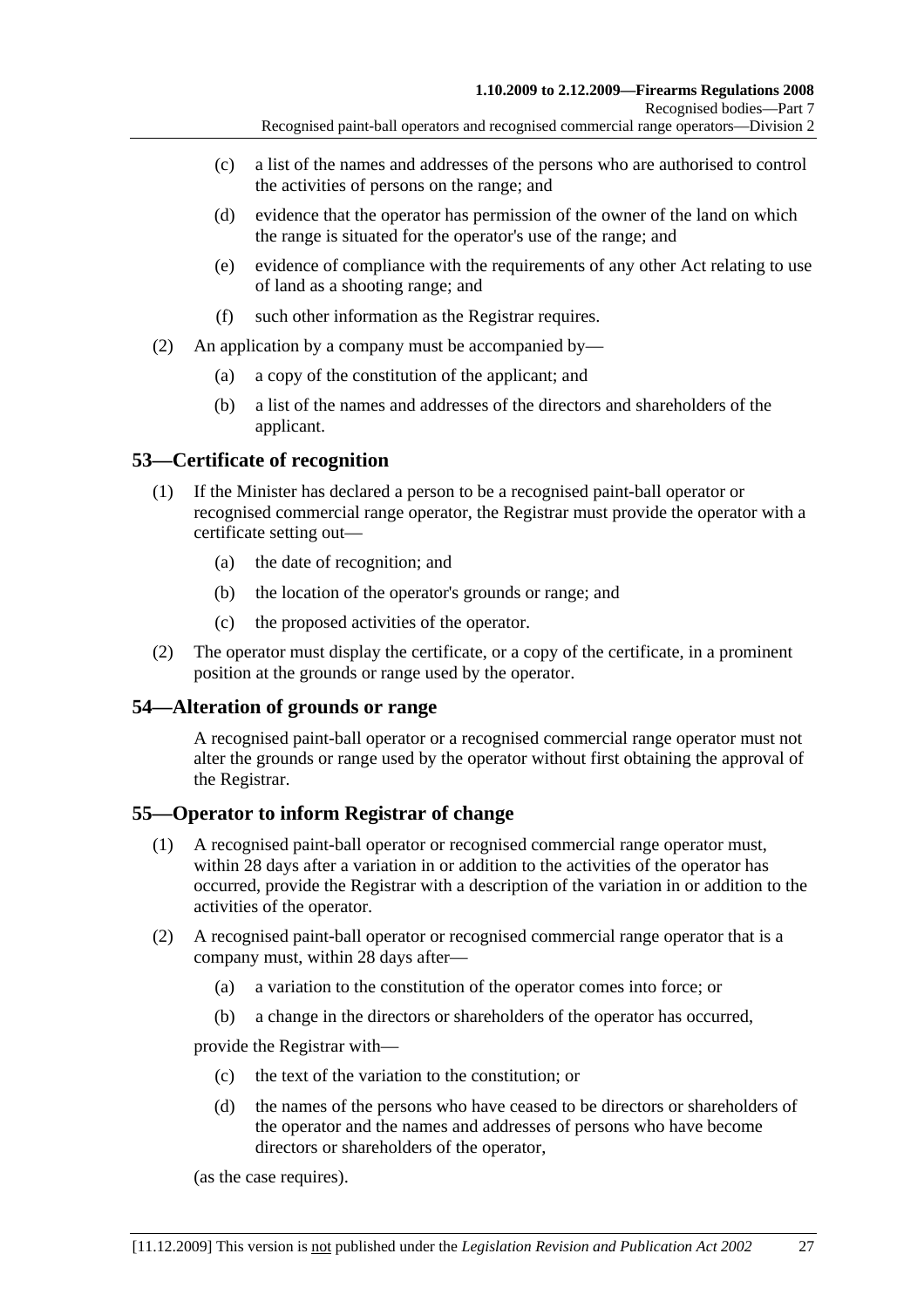(c) a list of the names and addresses of the persons who are authorised to control the activities of persons on the range; and

(d) evidence that the operator has permission of the owner of the land on which the range is situated for the operator's use of the range; and

(e) evidence of compliance with the requirements of any other Act relating to use of land as a shooting range; and

(f) such other information as the Registrar requires.

(2) An application by a company must be accompanied by—

(a) a copy of the constitution of the applicant; and

(b) a list of the names and addresses of the directors and shareholders of the applicant.

## 53—Certificate of recognition

(1) If the Minister has declared a person to be a recognised paint-ball operator or recognised commercial range operator, the Registrar must provide the operator with a certificate setting out—

(a) the date of recognition; and

(b) the location of the operator's grounds or range; and

(c) the proposed activities of the operator.

(2) The operator must display the certificate, or a copy of the certificate, in a prominent position at the grounds or range used by the operator.

## 54—Alteration of grounds or range

A recognised paint-ball operator or a recognised commercial range operator must not alter the grounds or range used by the operator without first obtaining the approval of the Registrar.

## 55—Operator to inform Registrar of change

(1) A recognised paint-ball operator or recognised commercial range operator must, within 28 days after a variation in or addition to the activities of the operator has occurred, provide the Registrar with a description of the variation in or addition to the activities of the operator.

(2) A recognised paint-ball operator or recognised commercial range operator that is a company must, within 28 days after—

(a) a variation to the constitution of the operator comes into force; or

(b) a change in the directors or shareholders of the operator has occurred,

provide the Registrar with—

(c) the text of the variation to the constitution; or

(d) the names of the persons who have ceased to be directors or shareholders of the operator and the names and addresses of persons who have become directors or shareholders of the operator,

(as the case requires).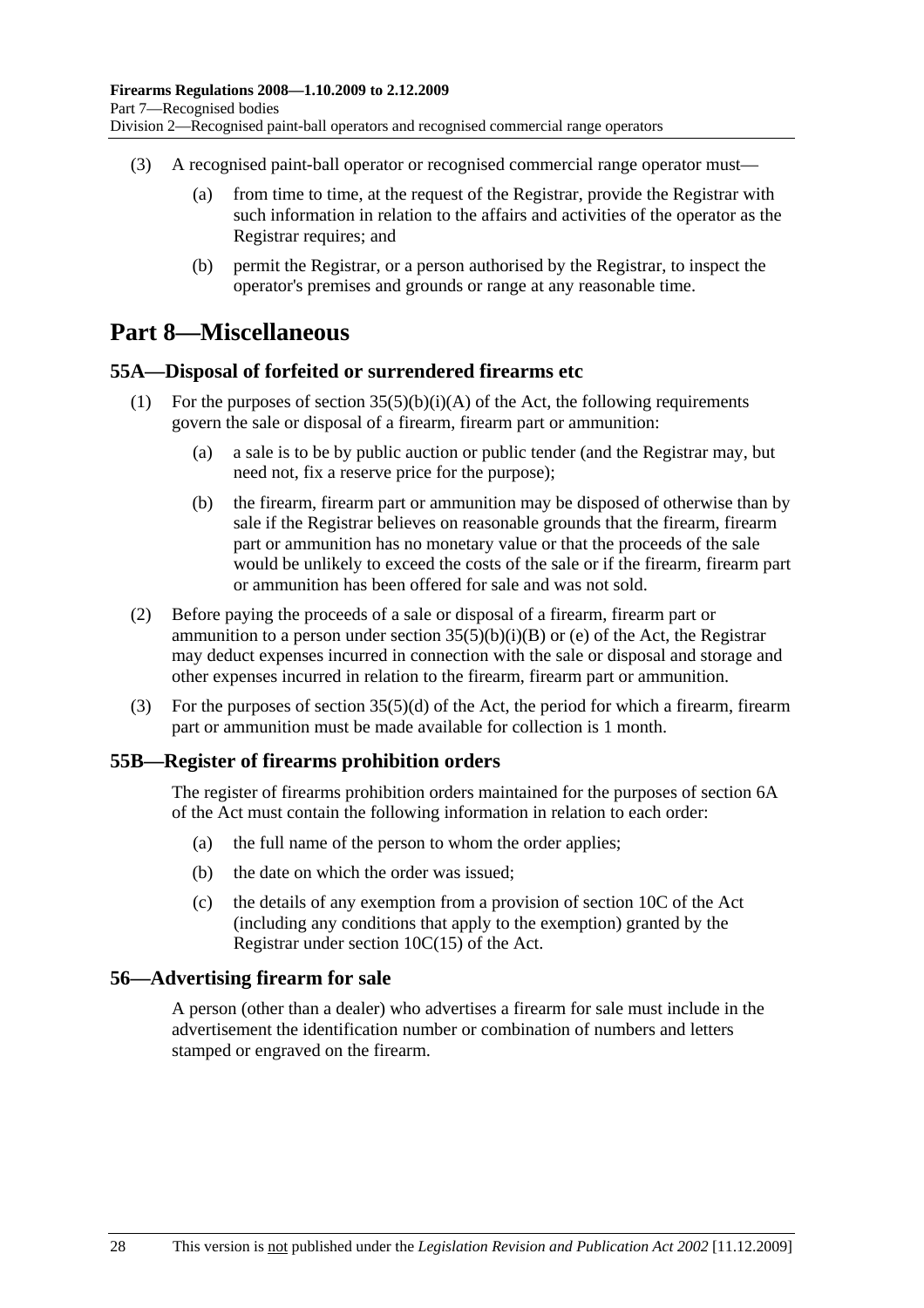(3) A recognised paint-ball operator or recognised commercial range operator must—

(a) from time to time, at the request of the Registrar, provide the Registrar with such information in relation to the affairs and activities of the operator as the Registrar requires; and

(b) permit the Registrar, or a person authorised by the Registrar, to inspect the operator's premises and grounds or range at any reasonable time.

# Part 8—Miscellaneous

## 55A—Disposal of forfeited or surrendered firearms etc

(1) For the purposes of section 35(5)(b)(i)(A) of the Act, the following requirements govern the sale or disposal of a firearm, firearm part or ammunition:

(a) a sale is to be by public auction or public tender (and the Registrar may, but need not, fix a reserve price for the purpose);

(b) the firearm, firearm part or ammunition may be disposed of otherwise than by sale if the Registrar believes on reasonable grounds that the firearm, firearm part or ammunition has no monetary value or that the proceeds of the sale would be unlikely to exceed the costs of the sale or if the firearm, firearm part or ammunition has been offered for sale and was not sold.

(2) Before paying the proceeds of a sale or disposal of a firearm, firearm part or ammunition to a person under section 35(5)(b)(i)(B) or (e) of the Act, the Registrar may deduct expenses incurred in connection with the sale or disposal and storage and other expenses incurred in relation to the firearm, firearm part or ammunition.

(3) For the purposes of section 35(5)(d) of the Act, the period for which a firearm, firearm part or ammunition must be made available for collection is 1 month.

## 55B—Register of firearms prohibition orders

The register of firearms prohibition orders maintained for the purposes of section 6A of the Act must contain the following information in relation to each order:

(a) the full name of the person to whom the order applies;

(b) the date on which the order was issued;

(c) the details of any exemption from a provision of section 10C of the Act (including any conditions that apply to the exemption) granted by the Registrar under section 10C(15) of the Act.

## 56—Advertising firearm for sale

A person (other than a dealer) who advertises a firearm for sale must include in the advertisement the identification number or combination of numbers and letters stamped or engraved on the firearm.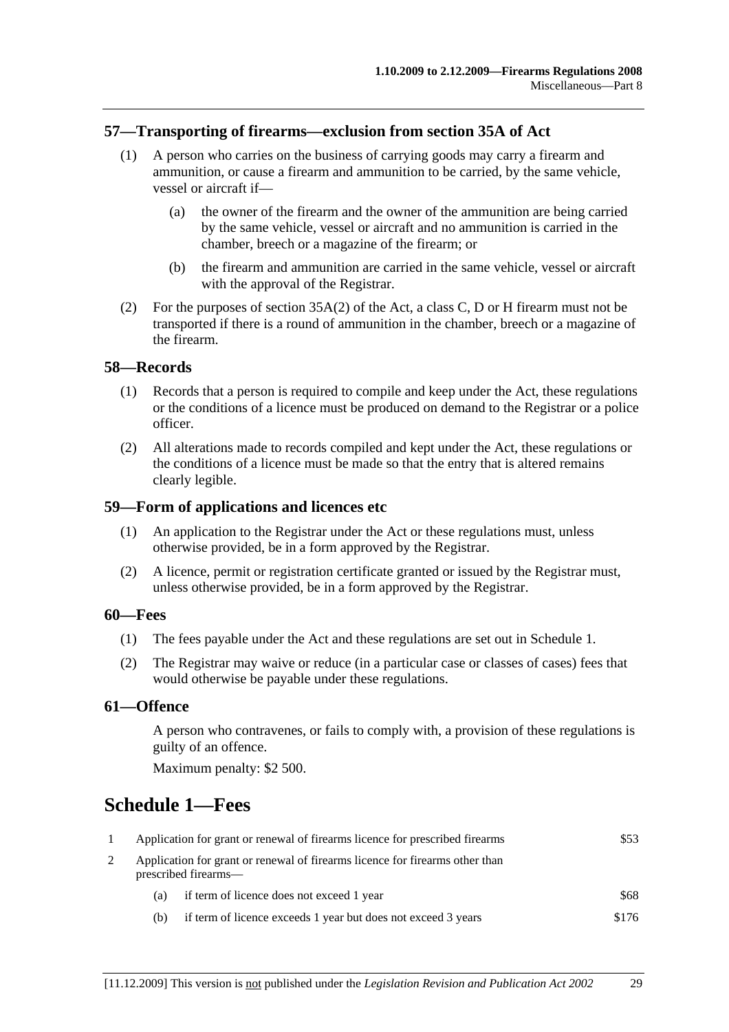## 57—Transporting of firearms—exclusion from section 35A of Act

(1) A person who carries on the business of carrying goods may carry a firearm and ammunition, or cause a firearm and ammunition to be carried, by the same vehicle, vessel or aircraft if—

(a) the owner of the firearm and the owner of the ammunition are being carried by the same vehicle, vessel or aircraft and no ammunition is carried in the chamber, breech or a magazine of the firearm; or

(b) the firearm and ammunition are carried in the same vehicle, vessel or aircraft with the approval of the Registrar.

(2) For the purposes of section 35A(2) of the Act, a class C, D or H firearm must not be transported if there is a round of ammunition in the chamber, breech or a magazine of the firearm.

## 58—Records

(1) Records that a person is required to compile and keep under the Act, these regulations or the conditions of a licence must be produced on demand to the Registrar or a police officer.

(2) All alterations made to records compiled and kept under the Act, these regulations or the conditions of a licence must be made so that the entry that is altered remains clearly legible.

## 59—Form of applications and licences etc

(1) An application to the Registrar under the Act or these regulations must, unless otherwise provided, be in a form approved by the Registrar.

(2) A licence, permit or registration certificate granted or issued by the Registrar must, unless otherwise provided, be in a form approved by the Registrar.

## 60—Fees

(1) The fees payable under the Act and these regulations are set out in Schedule 1.

(2) The Registrar may waive or reduce (in a particular case or classes of cases) fees that would otherwise be payable under these regulations.

## 61—Offence

A person who contravenes, or fails to comply with, a provision of these regulations is guilty of an offence.

Maximum penalty: $2 500.

# Schedule 1—Fees

| | | |
|---|---|---|
| 1 | Application for grant or renewal of firearms licence for prescribed firearms | $53 |
| 2 | Application for grant or renewal of firearms licence for firearms other than prescribed firearms— | |
| | (a) if term of licence does not exceed 1 year | $68 |
| | (b) if term of licence exceeds 1 year but does not exceed 3 years | $176 |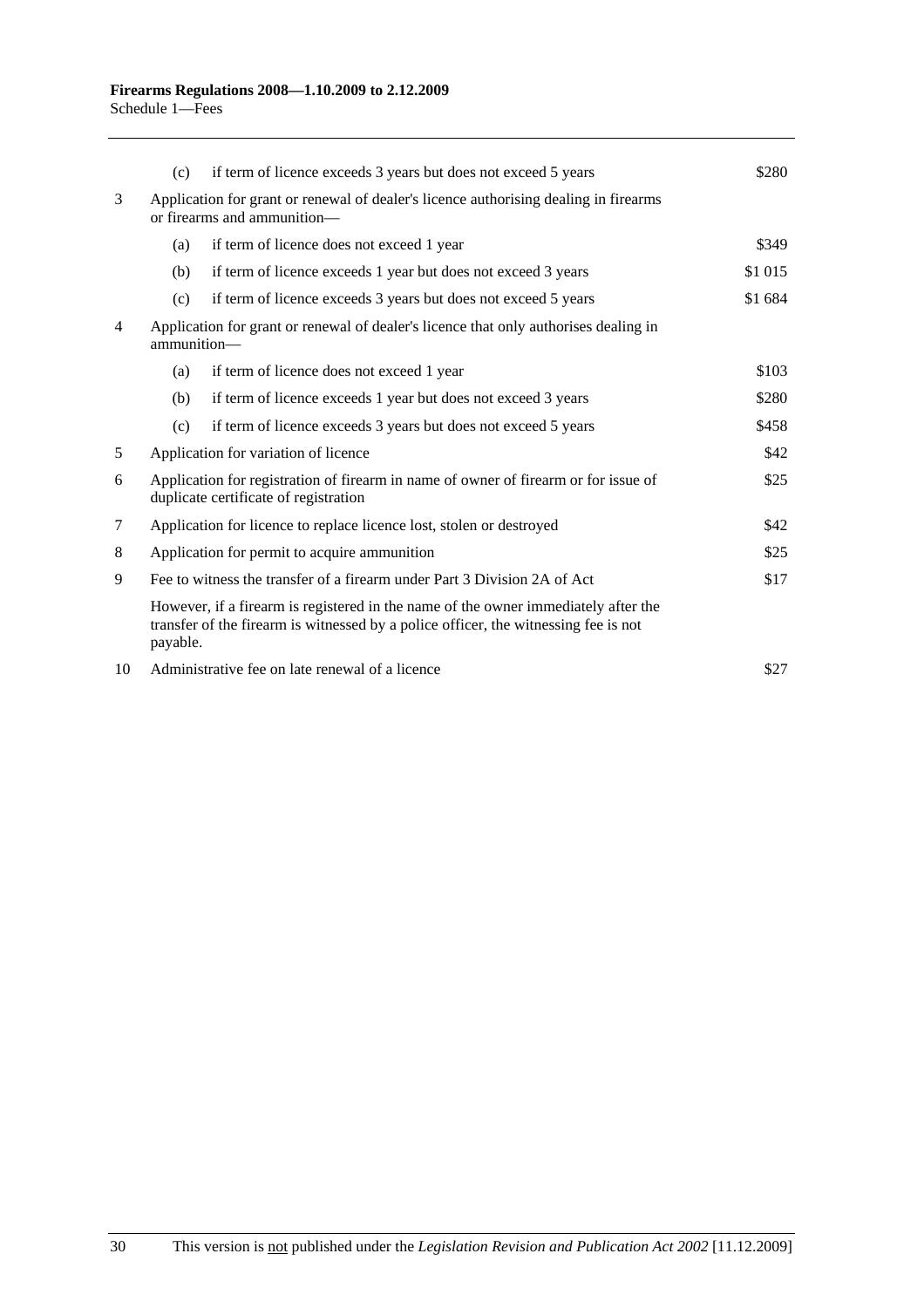| | | | |
|---|---|---|---|
| | (c) | if term of licence exceeds 3 years but does not exceed 5 years | \$280 |
| 3 | Application for grant or renewal of dealer's licence authorising dealing in firearms or firearms and ammunition— | | |
| | (a) | if term of licence does not exceed 1 year | \$349 |
| | (b) | if term of licence exceeds 1 year but does not exceed 3 years | \$1 015 |
| | (c) | if term of licence exceeds 3 years but does not exceed 5 years | \$1 684 |
| 4 | Application for grant or renewal of dealer's licence that only authorises dealing in ammunition— | | |
| | (a) | if term of licence does not exceed 1 year | \$103 |
| | (b) | if term of licence exceeds 1 year but does not exceed 3 years | \$280 |
| | (c) | if term of licence exceeds 3 years but does not exceed 5 years | \$458 |
| 5 | Application for variation of licence | | \$42 |
| 6 | Application for registration of firearm in name of owner of firearm or for issue of duplicate certificate of registration | | \$25 |
| 7 | Application for licence to replace licence lost, stolen or destroyed | | \$42 |
| 8 | Application for permit to acquire ammunition | | \$25 |
| 9 | Fee to witness the transfer of a firearm under Part 3 Division 2A of Act | | \$17 |
| | However, if a firearm is registered in the name of the owner immediately after the transfer of the firearm is witnessed by a police officer, the witnessing fee is not payable. | | |
| 10 | Administrative fee on late renewal of a licence | | \$27 |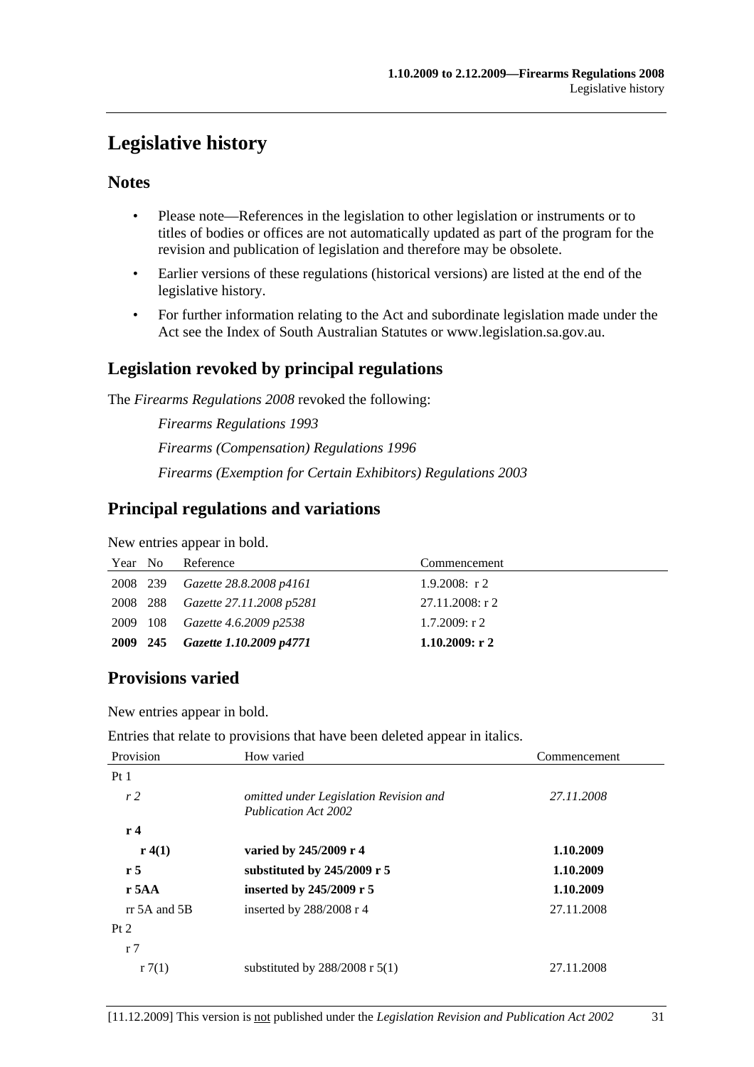# Legislative history

## Notes

- Please note—References in the legislation to other legislation or instruments or to titles of bodies or offices are not automatically updated as part of the program for the revision and publication of legislation and therefore may be obsolete.
- Earlier versions of these regulations (historical versions) are listed at the end of the legislative history.
- For further information relating to the Act and subordinate legislation made under the Act see the Index of South Australian Statutes or www.legislation.sa.gov.au.

## Legislation revoked by principal regulations

The *Firearms Regulations 2008* revoked the following:

*Firearms Regulations 1993*

*Firearms (Compensation) Regulations 1996*

*Firearms (Exemption for Certain Exhibitors) Regulations 2003*

## Principal regulations and variations

New entries appear in bold.

| Year | No | Reference | Commencement |
|---|---|---|---|
| 2008 | 239 | *Gazette 28.8.2008 p4161* | 1.9.2008: r 2 |
| 2008 | 288 | *Gazette 27.11.2008 p5281* | 27.11.2008: r 2 |
| 2009 | 108 | *Gazette 4.6.2009 p2538* | 1.7.2009: r 2 |
| **2009** | **245** | ***Gazette 1.10.2009 p4771*** | **1.10.2009: r 2** |

## Provisions varied

New entries appear in bold.

Entries that relate to provisions that have been deleted appear in italics.

| Provision | How varied | Commencement |
|---|---|---|
| Pt 1 | | |
| *r 2* | *omitted under Legislation Revision and Publication Act 2002* | *27.11.2008* |
| **r 4** | | |
| **r 4(1)** | **varied by 245/2009 r 4** | **1.10.2009** |
| **r 5** | **substituted by 245/2009 r 5** | **1.10.2009** |
| **r 5AA** | **inserted by 245/2009 r 5** | **1.10.2009** |
| rr 5A and 5B | inserted by 288/2008 r 4 | 27.11.2008 |
| Pt 2 | | |
| r 7 | | |
| r 7(1) | substituted by 288/2008 r 5(1) | 27.11.2008 |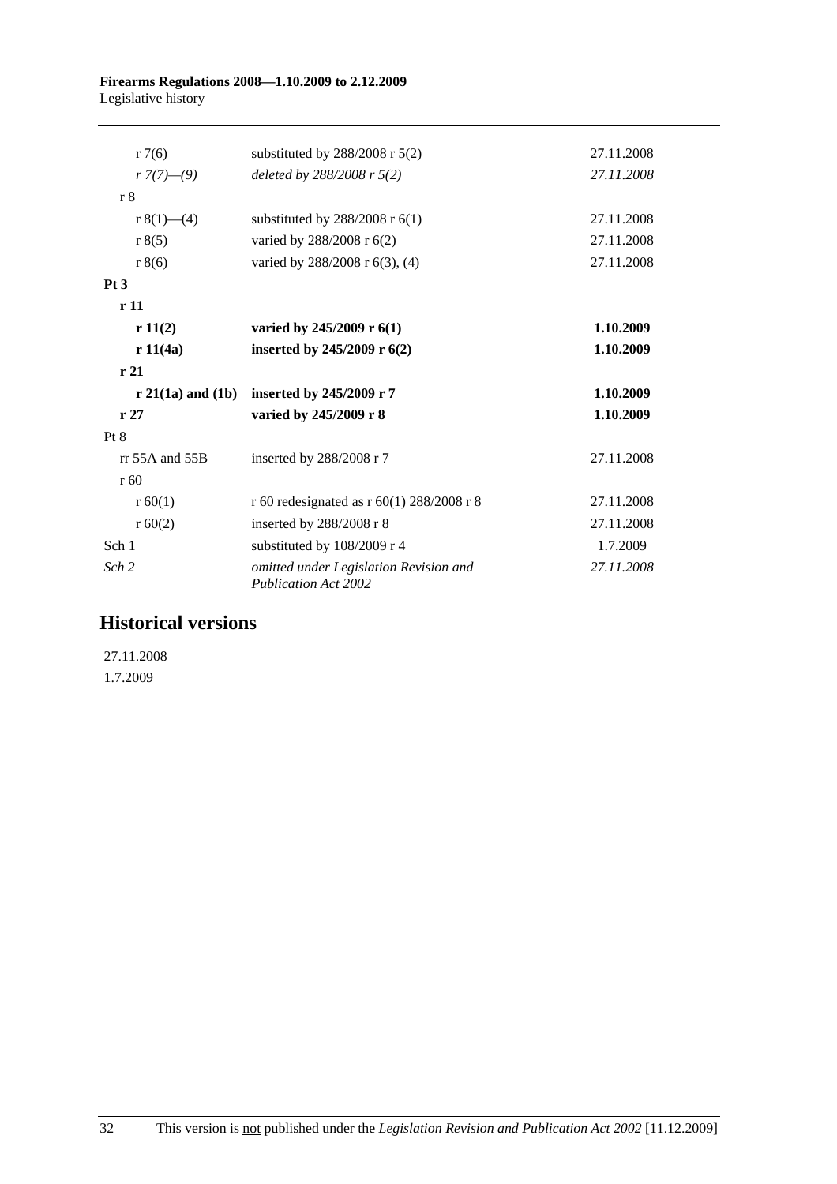| | | |
|---|---|---|
| r 7(6) | substituted by 288/2008 r 5(2) | 27.11.2008 |
| *r 7(7)—(9)* | *deleted by 288/2008 r 5(2)* | *27.11.2008* |
| r 8 | | |
| r 8(1)—(4) | substituted by 288/2008 r 6(1) | 27.11.2008 |
| r 8(5) | varied by 288/2008 r 6(2) | 27.11.2008 |
| r 8(6) | varied by 288/2008 r 6(3), (4) | 27.11.2008 |
| **Pt 3** | | |
| **r 11** | | |
| **r 11(2)** | **varied by 245/2009 r 6(1)** | **1.10.2009** |
| **r 11(4a)** | **inserted by 245/2009 r 6(2)** | **1.10.2009** |
| **r 21** | | |
| **r 21(1a) and (1b)** | **inserted by 245/2009 r 7** | **1.10.2009** |
| **r 27** | **varied by 245/2009 r 8** | **1.10.2009** |
| Pt 8 | | |
| rr 55A and 55B | inserted by 288/2008 r 7 | 27.11.2008 |
| r 60 | | |
| r 60(1) | r 60 redesignated as r 60(1) 288/2008 r 8 | 27.11.2008 |
| r 60(2) | inserted by 288/2008 r 8 | 27.11.2008 |
| Sch 1 | substituted by 108/2009 r 4 | 1.7.2009 |
| *Sch 2* | *omitted under Legislation Revision and Publication Act 2002* | *27.11.2008* |

## Historical versions

27.11.2008

1.7.2009